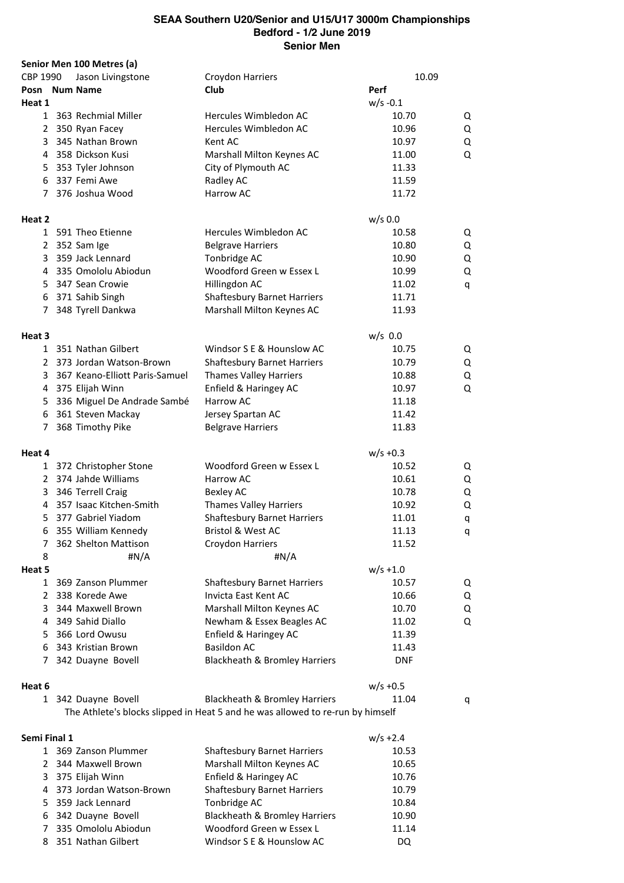# SEAA Southern U20/Senior and U15/U17 3000m Championships
## Bedford - 1/2 June 2019
## Senior Men

**Senior Men 100 Metres (a)**

| CBP 1990 | Jason Livingstone | Croydon Harriers | 10.09 | |
|---|---|---|---|---|
| **Posn** | **Num Name** | **Club** | **Perf** | |
| **Heat 1** | | | w/s -0.1 | |
| 1 | 363 Rechmial Miller | Hercules Wimbledon AC | 10.70 | Q |
| 2 | 350 Ryan Facey | Hercules Wimbledon AC | 10.96 | Q |
| 3 | 345 Nathan Brown | Kent AC | 10.97 | Q |
| 4 | 358 Dickson Kusi | Marshall Milton Keynes AC | 11.00 | Q |
| 5 | 353 Tyler Johnson | City of Plymouth AC | 11.33 | |
| 6 | 337 Femi Awe | Radley AC | 11.59 | |
| 7 | 376 Joshua Wood | Harrow AC | 11.72 | |
| **Heat 2** | | | w/s 0.0 | |
| 1 | 591 Theo Etienne | Hercules Wimbledon AC | 10.58 | Q |
| 2 | 352 Sam Ige | Belgrave Harriers | 10.80 | Q |
| 3 | 359 Jack Lennard | Tonbridge AC | 10.90 | Q |
| 4 | 335 Omololu Abiodun | Woodford Green w Essex L | 10.99 | Q |
| 5 | 347 Sean Crowie | Hillingdon AC | 11.02 | q |
| 6 | 371 Sahib Singh | Shaftesbury Barnet Harriers | 11.71 | |
| 7 | 348 Tyrell Dankwa | Marshall Milton Keynes AC | 11.93 | |
| **Heat 3** | | | w/s 0.0 | |
| 1 | 351 Nathan Gilbert | Windsor S E & Hounslow AC | 10.75 | Q |
| 2 | 373 Jordan Watson-Brown | Shaftesbury Barnet Harriers | 10.79 | Q |
| 3 | 367 Keano-Elliott Paris-Samuel | Thames Valley Harriers | 10.88 | Q |
| 4 | 375 Elijah Winn | Enfield & Haringey AC | 10.97 | Q |
| 5 | 336 Miguel De Andrade Sambé | Harrow AC | 11.18 | |
| 6 | 361 Steven Mackay | Jersey Spartan AC | 11.42 | |
| 7 | 368 Timothy Pike | Belgrave Harriers | 11.83 | |
| **Heat 4** | | | w/s +0.3 | |
| 1 | 372 Christopher Stone | Woodford Green w Essex L | 10.52 | Q |
| 2 | 374 Jahde Williams | Harrow AC | 10.61 | Q |
| 3 | 346 Terrell Craig | Bexley AC | 10.78 | Q |
| 4 | 357 Isaac Kitchen-Smith | Thames Valley Harriers | 10.92 | Q |
| 5 | 377 Gabriel Yiadom | Shaftesbury Barnet Harriers | 11.01 | q |
| 6 | 355 William Kennedy | Bristol & West AC | 11.13 | q |
| 7 | 362 Shelton Mattison | Croydon Harriers | 11.52 | |
| 8 | #N/A | #N/A | | |
| **Heat 5** | | | w/s +1.0 | |
| 1 | 369 Zanson Plummer | Shaftesbury Barnet Harriers | 10.57 | Q |
| 2 | 338 Korede Awe | Invicta East Kent AC | 10.66 | Q |
| 3 | 344 Maxwell Brown | Marshall Milton Keynes AC | 10.70 | Q |
| 4 | 349 Sahid Diallo | Newham & Essex Beagles AC | 11.02 | Q |
| 5 | 366 Lord Owusu | Enfield & Haringey AC | 11.39 | |
| 6 | 343 Kristian Brown | Basildon AC | 11.43 | |
| 7 | 342 Duayne Bovell | Blackheath & Bromley Harriers | DNF | |
| **Heat 6** | | | w/s +0.5 | |
| 1 | 342 Duayne Bovell | Blackheath & Bromley Harriers | 11.04 | q |

The Athlete's blocks slipped in Heat 5 and he was allowed to re-run by himself

| **Semi Final 1** | | | w/s +2.4 |
|---|---|---|---|
| 1 | 369 Zanson Plummer | Shaftesbury Barnet Harriers | 10.53 |
| 2 | 344 Maxwell Brown | Marshall Milton Keynes AC | 10.65 |
| 3 | 375 Elijah Winn | Enfield & Haringey AC | 10.76 |
| 4 | 373 Jordan Watson-Brown | Shaftesbury Barnet Harriers | 10.79 |
| 5 | 359 Jack Lennard | Tonbridge AC | 10.84 |
| 6 | 342 Duayne Bovell | Blackheath & Bromley Harriers | 10.90 |
| 7 | 335 Omololu Abiodun | Woodford Green w Essex L | 11.14 |
| 8 | 351 Nathan Gilbert | Windsor S E & Hounslow AC | DQ |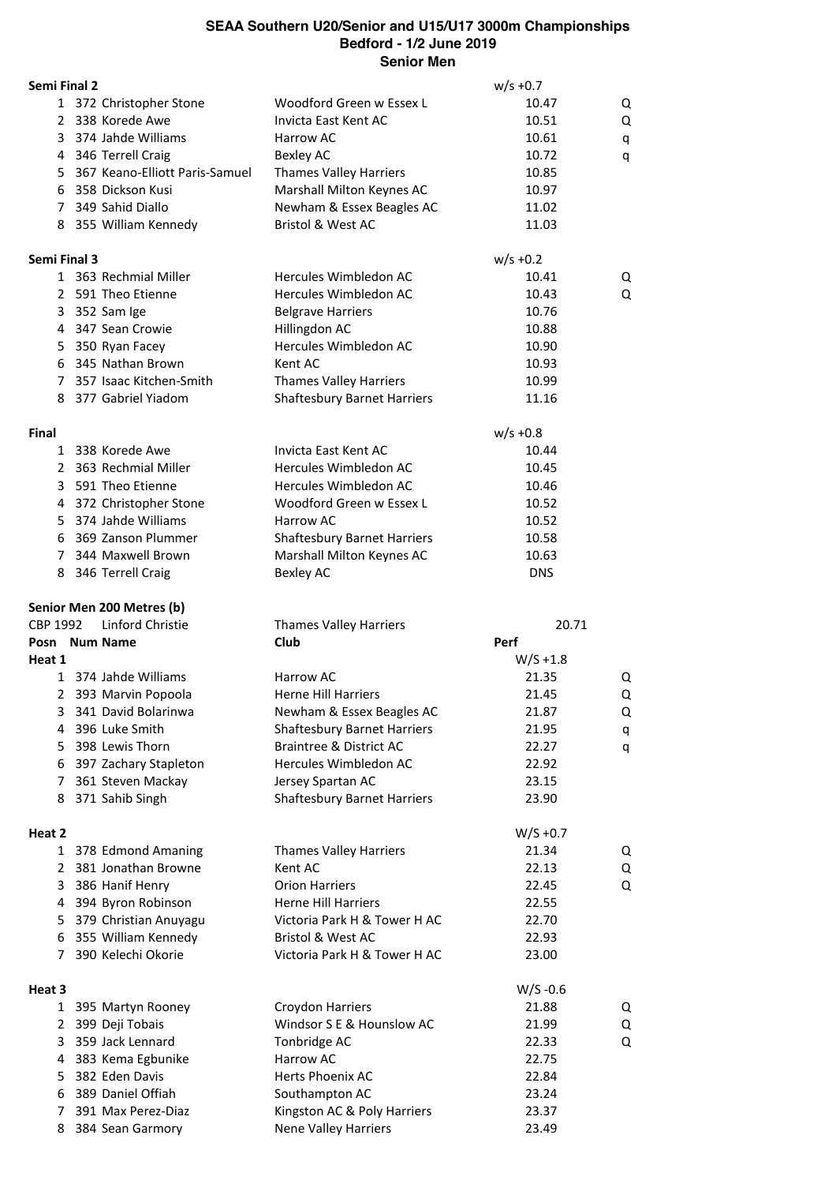# SEAA Southern U20/Senior and U15/U17 3000m Championships
## Bedford - 1/2 June 2019
## Senior Men

**Semi Final 2** w/s +0.7

| Posn | Num | Name | Club | Perf | |
|---|---|---|---|---|---|
| 1 | 372 | Christopher Stone | Woodford Green w Essex L | 10.47 | Q |
| 2 | 338 | Korede Awe | Invicta East Kent AC | 10.51 | Q |
| 3 | 374 | Jahde Williams | Harrow AC | 10.61 | q |
| 4 | 346 | Terrell Craig | Bexley AC | 10.72 | q |
| 5 | 367 | Keano-Elliott Paris-Samuel | Thames Valley Harriers | 10.85 | |
| 6 | 358 | Dickson Kusi | Marshall Milton Keynes AC | 10.97 | |
| 7 | 349 | Sahid Diallo | Newham & Essex Beagles AC | 11.02 | |
| 8 | 355 | William Kennedy | Bristol & West AC | 11.03 | |

**Semi Final 3** w/s +0.2

| Posn | Num | Name | Club | Perf | |
|---|---|---|---|---|---|
| 1 | 363 | Rechmial Miller | Hercules Wimbledon AC | 10.41 | Q |
| 2 | 591 | Theo Etienne | Hercules Wimbledon AC | 10.43 | Q |
| 3 | 352 | Sam Ige | Belgrave Harriers | 10.76 | |
| 4 | 347 | Sean Crowie | Hillingdon AC | 10.88 | |
| 5 | 350 | Ryan Facey | Hercules Wimbledon AC | 10.90 | |
| 6 | 345 | Nathan Brown | Kent AC | 10.93 | |
| 7 | 357 | Isaac Kitchen-Smith | Thames Valley Harriers | 10.99 | |
| 8 | 377 | Gabriel Yiadom | Shaftesbury Barnet Harriers | 11.16 | |

**Final** w/s +0.8

| Posn | Num | Name | Club | Perf |
|---|---|---|---|---|
| 1 | 338 | Korede Awe | Invicta East Kent AC | 10.44 |
| 2 | 363 | Rechmial Miller | Hercules Wimbledon AC | 10.45 |
| 3 | 591 | Theo Etienne | Hercules Wimbledon AC | 10.46 |
| 4 | 372 | Christopher Stone | Woodford Green w Essex L | 10.52 |
| 5 | 374 | Jahde Williams | Harrow AC | 10.52 |
| 6 | 369 | Zanson Plummer | Shaftesbury Barnet Harriers | 10.58 |
| 7 | 344 | Maxwell Brown | Marshall Milton Keynes AC | 10.63 |
| 8 | 346 | Terrell Craig | Bexley AC | DNS |

### Senior Men 200 Metres (b)

CBP 1992 Linford Christie — Thames Valley Harriers — 20.71

**Heat 1** W/S +1.8

| Posn | Num | Name | Club | Perf | |
|---|---|---|---|---|---|
| 1 | 374 | Jahde Williams | Harrow AC | 21.35 | Q |
| 2 | 393 | Marvin Popoola | Herne Hill Harriers | 21.45 | Q |
| 3 | 341 | David Bolarinwa | Newham & Essex Beagles AC | 21.87 | Q |
| 4 | 396 | Luke Smith | Shaftesbury Barnet Harriers | 21.95 | q |
| 5 | 398 | Lewis Thorn | Braintree & District AC | 22.27 | q |
| 6 | 397 | Zachary Stapleton | Hercules Wimbledon AC | 22.92 | |
| 7 | 361 | Steven Mackay | Jersey Spartan AC | 23.15 | |
| 8 | 371 | Sahib Singh | Shaftesbury Barnet Harriers | 23.90 | |

**Heat 2** W/S +0.7

| Posn | Num | Name | Club | Perf | |
|---|---|---|---|---|---|
| 1 | 378 | Edmond Amaning | Thames Valley Harriers | 21.34 | Q |
| 2 | 381 | Jonathan Browne | Kent AC | 22.13 | Q |
| 3 | 386 | Hanif Henry | Orion Harriers | 22.45 | Q |
| 4 | 394 | Byron Robinson | Herne Hill Harriers | 22.55 | |
| 5 | 379 | Christian Anuyagu | Victoria Park H & Tower H AC | 22.70 | |
| 6 | 355 | William Kennedy | Bristol & West AC | 22.93 | |
| 7 | 390 | Kelechi Okorie | Victoria Park H & Tower H AC | 23.00 | |

**Heat 3** W/S -0.6

| Posn | Num | Name | Club | Perf | |
|---|---|---|---|---|---|
| 1 | 395 | Martyn Rooney | Croydon Harriers | 21.88 | Q |
| 2 | 399 | Deji Tobais | Windsor S E & Hounslow AC | 21.99 | Q |
| 3 | 359 | Jack Lennard | Tonbridge AC | 22.33 | Q |
| 4 | 383 | Kema Egbunike | Harrow AC | 22.75 | |
| 5 | 382 | Eden Davis | Herts Phoenix AC | 22.84 | |
| 6 | 389 | Daniel Offiah | Southampton AC | 23.24 | |
| 7 | 391 | Max Perez-Diaz | Kingston AC & Poly Harriers | 23.37 | |
| 8 | 384 | Sean Garmory | Nene Valley Harriers | 23.49 | |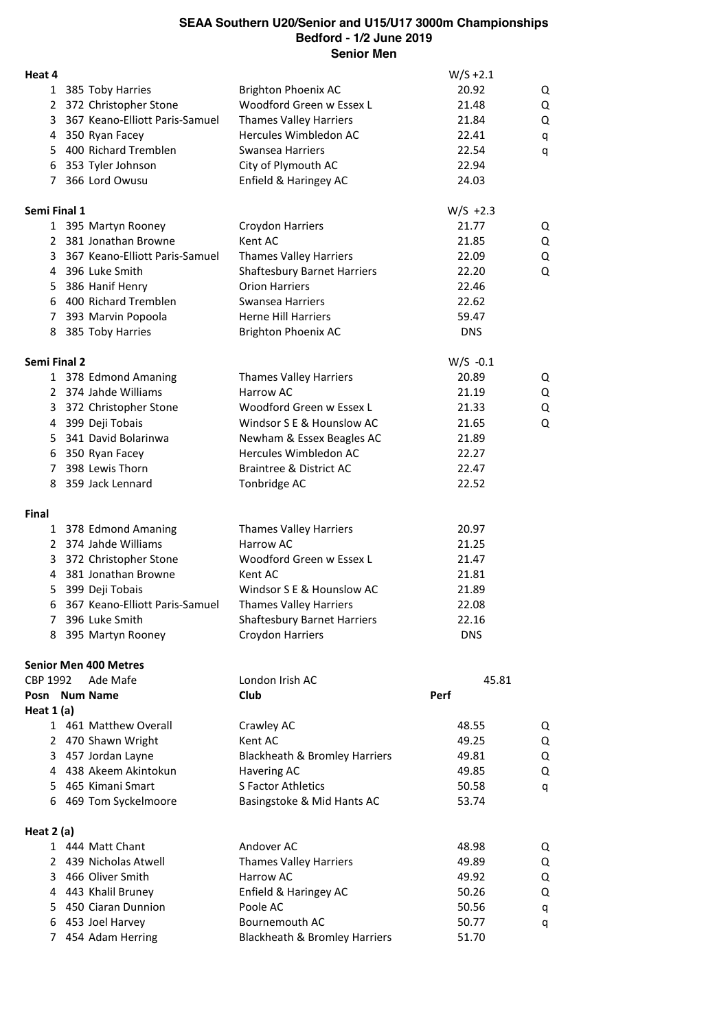# SEAA Southern U20/Senior and U15/U17 3000m Championships
## Bedford - 1/2 June 2019
### Senior Men

**Heat 4** W/S +2.1

| Posn | Num | Name | Club | Perf | |
|---|---|---|---|---|---|
| 1 | 385 | Toby Harries | Brighton Phoenix AC | 20.92 | Q |
| 2 | 372 | Christopher Stone | Woodford Green w Essex L | 21.48 | Q |
| 3 | 367 | Keano-Elliott Paris-Samuel | Thames Valley Harriers | 21.84 | Q |
| 4 | 350 | Ryan Facey | Hercules Wimbledon AC | 22.41 | q |
| 5 | 400 | Richard Tremblen | Swansea Harriers | 22.54 | q |
| 6 | 353 | Tyler Johnson | City of Plymouth AC | 22.94 | |
| 7 | 366 | Lord Owusu | Enfield & Haringey AC | 24.03 | |

**Semi Final 1** W/S +2.3

| Posn | Num | Name | Club | Perf | |
|---|---|---|---|---|---|
| 1 | 395 | Martyn Rooney | Croydon Harriers | 21.77 | Q |
| 2 | 381 | Jonathan Browne | Kent AC | 21.85 | Q |
| 3 | 367 | Keano-Elliott Paris-Samuel | Thames Valley Harriers | 22.09 | Q |
| 4 | 396 | Luke Smith | Shaftesbury Barnet Harriers | 22.20 | Q |
| 5 | 386 | Hanif Henry | Orion Harriers | 22.46 | |
| 6 | 400 | Richard Tremblen | Swansea Harriers | 22.62 | |
| 7 | 393 | Marvin Popoola | Herne Hill Harriers | 59.47 | |
| 8 | 385 | Toby Harries | Brighton Phoenix AC | DNS | |

**Semi Final 2** W/S -0.1

| Posn | Num | Name | Club | Perf | |
|---|---|---|---|---|---|
| 1 | 378 | Edmond Amaning | Thames Valley Harriers | 20.89 | Q |
| 2 | 374 | Jahde Williams | Harrow AC | 21.19 | Q |
| 3 | 372 | Christopher Stone | Woodford Green w Essex L | 21.33 | Q |
| 4 | 399 | Deji Tobais | Windsor S E & Hounslow AC | 21.65 | Q |
| 5 | 341 | David Bolarinwa | Newham & Essex Beagles AC | 21.89 | |
| 6 | 350 | Ryan Facey | Hercules Wimbledon AC | 22.27 | |
| 7 | 398 | Lewis Thorn | Braintree & District AC | 22.47 | |
| 8 | 359 | Jack Lennard | Tonbridge AC | 22.52 | |

**Final**

| Posn | Num | Name | Club | Perf |
|---|---|---|---|---|
| 1 | 378 | Edmond Amaning | Thames Valley Harriers | 20.97 |
| 2 | 374 | Jahde Williams | Harrow AC | 21.25 |
| 3 | 372 | Christopher Stone | Woodford Green w Essex L | 21.47 |
| 4 | 381 | Jonathan Browne | Kent AC | 21.81 |
| 5 | 399 | Deji Tobais | Windsor S E & Hounslow AC | 21.89 |
| 6 | 367 | Keano-Elliott Paris-Samuel | Thames Valley Harriers | 22.08 |
| 7 | 396 | Luke Smith | Shaftesbury Barnet Harriers | 22.16 |
| 8 | 395 | Martyn Rooney | Croydon Harriers | DNS |

**Senior Men 400 Metres**

CBP 1992 Ade Mafe — London Irish AC — 45.81

**Heat 1 (a)**

| Posn | Num | Name | Club | Perf | |
|---|---|---|---|---|---|
| 1 | 461 | Matthew Overall | Crawley AC | 48.55 | Q |
| 2 | 470 | Shawn Wright | Kent AC | 49.25 | Q |
| 3 | 457 | Jordan Layne | Blackheath & Bromley Harriers | 49.81 | Q |
| 4 | 438 | Akeem Akintokun | Havering AC | 49.85 | Q |
| 5 | 465 | Kimani Smart | S Factor Athletics | 50.58 | q |
| 6 | 469 | Tom Syckelmoore | Basingstoke & Mid Hants AC | 53.74 | |

**Heat 2 (a)**

| Posn | Num | Name | Club | Perf | |
|---|---|---|---|---|---|
| 1 | 444 | Matt Chant | Andover AC | 48.98 | Q |
| 2 | 439 | Nicholas Atwell | Thames Valley Harriers | 49.89 | Q |
| 3 | 466 | Oliver Smith | Harrow AC | 49.92 | Q |
| 4 | 443 | Khalil Bruney | Enfield & Haringey AC | 50.26 | Q |
| 5 | 450 | Ciaran Dunnion | Poole AC | 50.56 | q |
| 6 | 453 | Joel Harvey | Bournemouth AC | 50.77 | q |
| 7 | 454 | Adam Herring | Blackheath & Bromley Harriers | 51.70 | |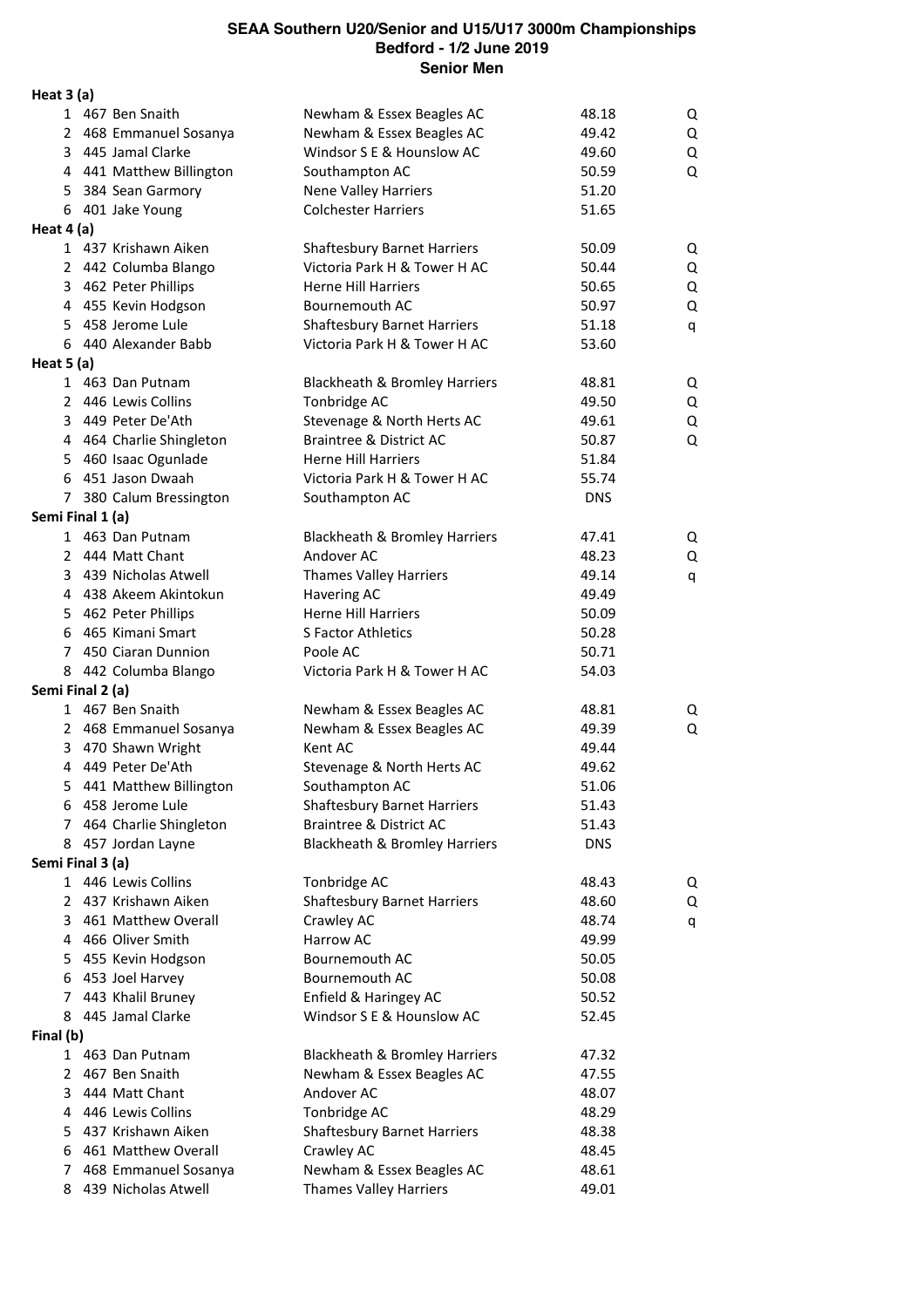# SEAA Southern U20/Senior and U15/U17 3000m Championships
## Bedford - 1/2 June 2019
### Senior Men

**Heat 3 (a)**

| Pos | No | Name | Club | Time | |
|---|---|---|---|---|---|
| 1 | 467 | Ben Snaith | Newham & Essex Beagles AC | 48.18 | Q |
| 2 | 468 | Emmanuel Sosanya | Newham & Essex Beagles AC | 49.42 | Q |
| 3 | 445 | Jamal Clarke | Windsor S E & Hounslow AC | 49.60 | Q |
| 4 | 441 | Matthew Billington | Southampton AC | 50.59 | Q |
| 5 | 384 | Sean Garmory | Nene Valley Harriers | 51.20 | |
| 6 | 401 | Jake Young | Colchester Harriers | 51.65 | |

**Heat 4 (a)**

| Pos | No | Name | Club | Time | |
|---|---|---|---|---|---|
| 1 | 437 | Krishawn Aiken | Shaftesbury Barnet Harriers | 50.09 | Q |
| 2 | 442 | Columba Blango | Victoria Park H & Tower H AC | 50.44 | Q |
| 3 | 462 | Peter Phillips | Herne Hill Harriers | 50.65 | Q |
| 4 | 455 | Kevin Hodgson | Bournemouth AC | 50.97 | Q |
| 5 | 458 | Jerome Lule | Shaftesbury Barnet Harriers | 51.18 | q |
| 6 | 440 | Alexander Babb | Victoria Park H & Tower H AC | 53.60 | |

**Heat 5 (a)**

| Pos | No | Name | Club | Time | |
|---|---|---|---|---|---|
| 1 | 463 | Dan Putnam | Blackheath & Bromley Harriers | 48.81 | Q |
| 2 | 446 | Lewis Collins | Tonbridge AC | 49.50 | Q |
| 3 | 449 | Peter De'Ath | Stevenage & North Herts AC | 49.61 | Q |
| 4 | 464 | Charlie Shingleton | Braintree & District AC | 50.87 | Q |
| 5 | 460 | Isaac Ogunlade | Herne Hill Harriers | 51.84 | |
| 6 | 451 | Jason Dwaah | Victoria Park H & Tower H AC | 55.74 | |
| 7 | 380 | Calum Bressington | Southampton AC | DNS | |

**Semi Final 1 (a)**

| Pos | No | Name | Club | Time | |
|---|---|---|---|---|---|
| 1 | 463 | Dan Putnam | Blackheath & Bromley Harriers | 47.41 | Q |
| 2 | 444 | Matt Chant | Andover AC | 48.23 | Q |
| 3 | 439 | Nicholas Atwell | Thames Valley Harriers | 49.14 | q |
| 4 | 438 | Akeem Akintokun | Havering AC | 49.49 | |
| 5 | 462 | Peter Phillips | Herne Hill Harriers | 50.09 | |
| 6 | 465 | Kimani Smart | S Factor Athletics | 50.28 | |
| 7 | 450 | Ciaran Dunnion | Poole AC | 50.71 | |
| 8 | 442 | Columba Blango | Victoria Park H & Tower H AC | 54.03 | |

**Semi Final 2 (a)**

| Pos | No | Name | Club | Time | |
|---|---|---|---|---|---|
| 1 | 467 | Ben Snaith | Newham & Essex Beagles AC | 48.81 | Q |
| 2 | 468 | Emmanuel Sosanya | Newham & Essex Beagles AC | 49.39 | Q |
| 3 | 470 | Shawn Wright | Kent AC | 49.44 | |
| 4 | 449 | Peter De'Ath | Stevenage & North Herts AC | 49.62 | |
| 5 | 441 | Matthew Billington | Southampton AC | 51.06 | |
| 6 | 458 | Jerome Lule | Shaftesbury Barnet Harriers | 51.43 | |
| 7 | 464 | Charlie Shingleton | Braintree & District AC | 51.43 | |
| 8 | 457 | Jordan Layne | Blackheath & Bromley Harriers | DNS | |

**Semi Final 3 (a)**

| Pos | No | Name | Club | Time | |
|---|---|---|---|---|---|
| 1 | 446 | Lewis Collins | Tonbridge AC | 48.43 | Q |
| 2 | 437 | Krishawn Aiken | Shaftesbury Barnet Harriers | 48.60 | Q |
| 3 | 461 | Matthew Overall | Crawley AC | 48.74 | q |
| 4 | 466 | Oliver Smith | Harrow AC | 49.99 | |
| 5 | 455 | Kevin Hodgson | Bournemouth AC | 50.05 | |
| 6 | 453 | Joel Harvey | Bournemouth AC | 50.08 | |
| 7 | 443 | Khalil Bruney | Enfield & Haringey AC | 50.52 | |
| 8 | 445 | Jamal Clarke | Windsor S E & Hounslow AC | 52.45 | |

**Final (b)**

| Pos | No | Name | Club | Time |
|---|---|---|---|---|
| 1 | 463 | Dan Putnam | Blackheath & Bromley Harriers | 47.32 |
| 2 | 467 | Ben Snaith | Newham & Essex Beagles AC | 47.55 |
| 3 | 444 | Matt Chant | Andover AC | 48.07 |
| 4 | 446 | Lewis Collins | Tonbridge AC | 48.29 |
| 5 | 437 | Krishawn Aiken | Shaftesbury Barnet Harriers | 48.38 |
| 6 | 461 | Matthew Overall | Crawley AC | 48.45 |
| 7 | 468 | Emmanuel Sosanya | Newham & Essex Beagles AC | 48.61 |
| 8 | 439 | Nicholas Atwell | Thames Valley Harriers | 49.01 |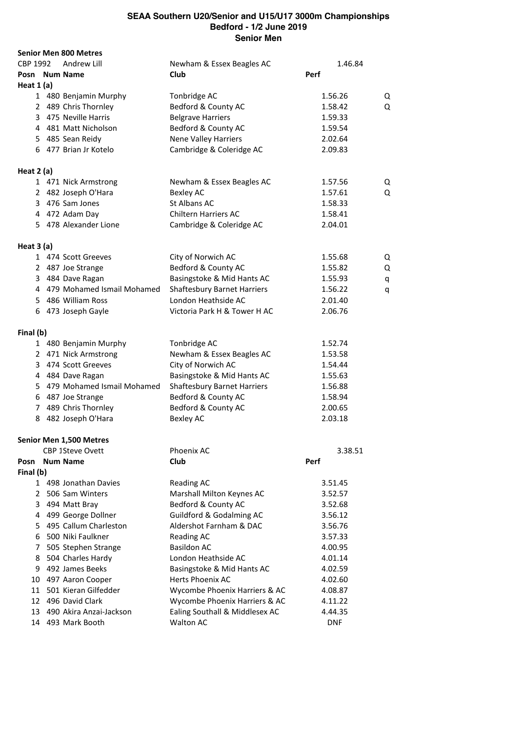# SEAA Southern U20/Senior and U15/U17 3000m Championships
## Bedford - 1/2 June 2019
## Senior Men

### Senior Men 800 Metres

CBP 1992 Andrew Lill — Newham & Essex Beagles AC — 1.46.84

| Posn | Num | Name | Club | Perf | |
|---|---|---|---|---|---|
| **Heat 1 (a)** | | | | | |
| 1 | 480 | Benjamin Murphy | Tonbridge AC | 1.56.26 | Q |
| 2 | 489 | Chris Thornley | Bedford & County AC | 1.58.42 | Q |
| 3 | 475 | Neville Harris | Belgrave Harriers | 1.59.33 | |
| 4 | 481 | Matt Nicholson | Bedford & County AC | 1.59.54 | |
| 5 | 485 | Sean Reidy | Nene Valley Harriers | 2.02.64 | |
| 6 | 477 | Brian Jr Kotelo | Cambridge & Coleridge AC | 2.09.83 | |
| **Heat 2 (a)** | | | | | |
| 1 | 471 | Nick Armstrong | Newham & Essex Beagles AC | 1.57.56 | Q |
| 2 | 482 | Joseph O'Hara | Bexley AC | 1.57.61 | Q |
| 3 | 476 | Sam Jones | St Albans AC | 1.58.33 | |
| 4 | 472 | Adam Day | Chiltern Harriers AC | 1.58.41 | |
| 5 | 478 | Alexander Lione | Cambridge & Coleridge AC | 2.04.01 | |
| **Heat 3 (a)** | | | | | |
| 1 | 474 | Scott Greeves | City of Norwich AC | 1.55.68 | Q |
| 2 | 487 | Joe Strange | Bedford & County AC | 1.55.82 | Q |
| 3 | 484 | Dave Ragan | Basingstoke & Mid Hants AC | 1.55.93 | q |
| 4 | 479 | Mohamed Ismail Mohamed | Shaftesbury Barnet Harriers | 1.56.22 | q |
| 5 | 486 | William Ross | London Heathside AC | 2.01.40 | |
| 6 | 473 | Joseph Gayle | Victoria Park H & Tower H AC | 2.06.76 | |
| **Final (b)** | | | | | |
| 1 | 480 | Benjamin Murphy | Tonbridge AC | 1.52.74 | |
| 2 | 471 | Nick Armstrong | Newham & Essex Beagles AC | 1.53.58 | |
| 3 | 474 | Scott Greeves | City of Norwich AC | 1.54.44 | |
| 4 | 484 | Dave Ragan | Basingstoke & Mid Hants AC | 1.55.63 | |
| 5 | 479 | Mohamed Ismail Mohamed | Shaftesbury Barnet Harriers | 1.56.88 | |
| 6 | 487 | Joe Strange | Bedford & County AC | 1.58.94 | |
| 7 | 489 | Chris Thornley | Bedford & County AC | 2.00.65 | |
| 8 | 482 | Joseph O'Hara | Bexley AC | 2.03.18 | |

### Senior Men 1,500 Metres

CBP 1Steve Ovett — Phoenix AC — 3.38.51

| Posn | Num | Name | Club | Perf |
|---|---|---|---|---|
| **Final (b)** | | | | |
| 1 | 498 | Jonathan Davies | Reading AC | 3.51.45 |
| 2 | 506 | Sam Winters | Marshall Milton Keynes AC | 3.52.57 |
| 3 | 494 | Matt Bray | Bedford & County AC | 3.52.68 |
| 4 | 499 | George Dollner | Guildford & Godalming AC | 3.56.12 |
| 5 | 495 | Callum Charleston | Aldershot Farnham & DAC | 3.56.76 |
| 6 | 500 | Niki Faulkner | Reading AC | 3.57.33 |
| 7 | 505 | Stephen Strange | Basildon AC | 4.00.95 |
| 8 | 504 | Charles Hardy | London Heathside AC | 4.01.14 |
| 9 | 492 | James Beeks | Basingstoke & Mid Hants AC | 4.02.59 |
| 10 | 497 | Aaron Cooper | Herts Phoenix AC | 4.02.60 |
| 11 | 501 | Kieran Gilfedder | Wycombe Phoenix Harriers & AC | 4.08.87 |
| 12 | 496 | David Clark | Wycombe Phoenix Harriers & AC | 4.11.22 |
| 13 | 490 | Akira Anzai-Jackson | Ealing Southall & Middlesex AC | 4.44.35 |
| 14 | 493 | Mark Booth | Walton AC | DNF |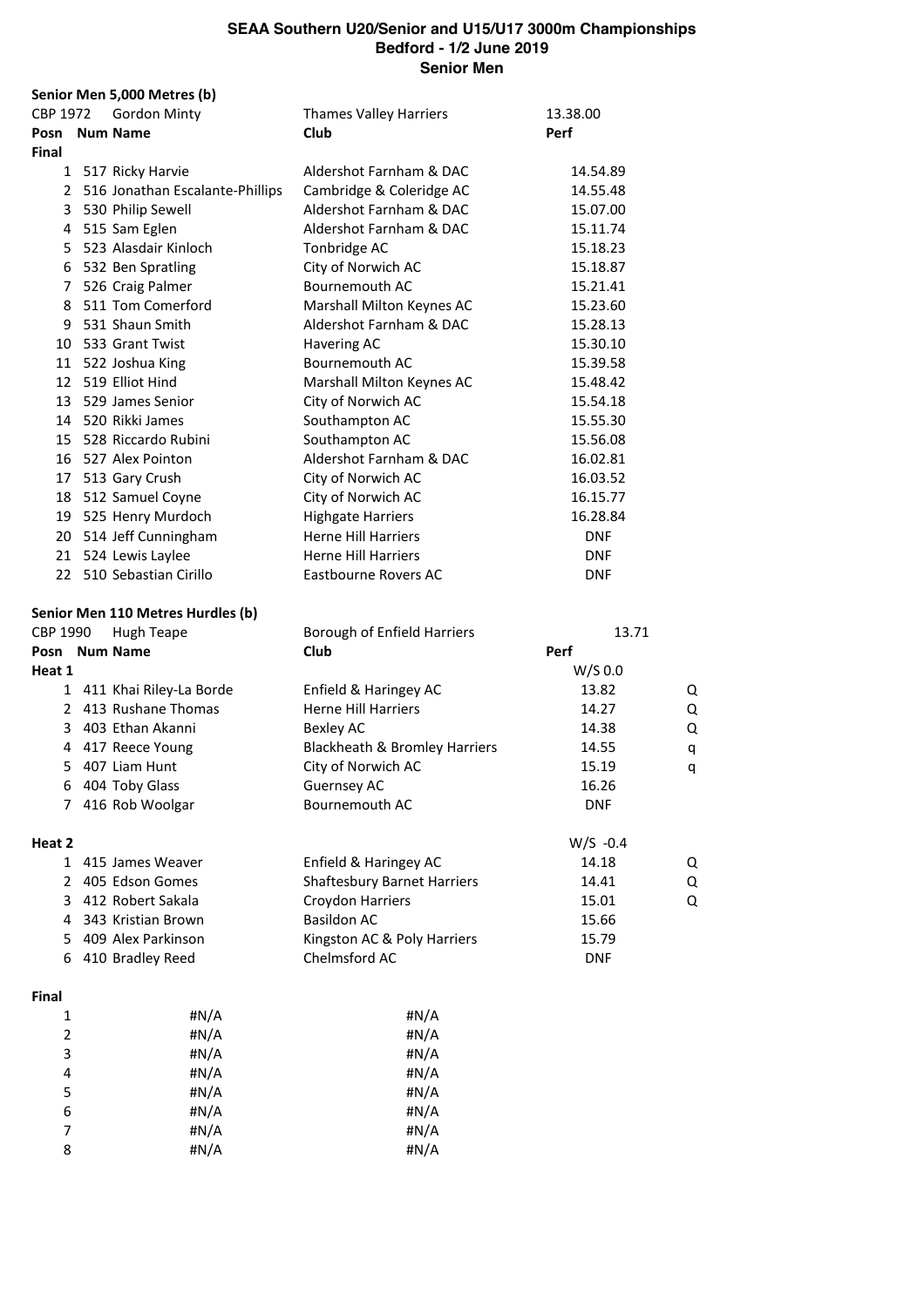# SEAA Southern U20/Senior and U15/U17 3000m Championships
## Bedford - 1/2 June 2019
## Senior Men

### Senior Men 5,000 Metres (b)

CBP 1972 Gordon Minty — Thames Valley Harriers — 13.38.00

| Posn | Num | Name | Club | Perf |
|---|---|---|---|---|
| **Final** | | | | |
| 1 | 517 | Ricky Harvie | Aldershot Farnham & DAC | 14.54.89 |
| 2 | 516 | Jonathan Escalante-Phillips | Cambridge & Coleridge AC | 14.55.48 |
| 3 | 530 | Philip Sewell | Aldershot Farnham & DAC | 15.07.00 |
| 4 | 515 | Sam Eglen | Aldershot Farnham & DAC | 15.11.74 |
| 5 | 523 | Alasdair Kinloch | Tonbridge AC | 15.18.23 |
| 6 | 532 | Ben Spratling | City of Norwich AC | 15.18.87 |
| 7 | 526 | Craig Palmer | Bournemouth AC | 15.21.41 |
| 8 | 511 | Tom Comerford | Marshall Milton Keynes AC | 15.23.60 |
| 9 | 531 | Shaun Smith | Aldershot Farnham & DAC | 15.28.13 |
| 10 | 533 | Grant Twist | Havering AC | 15.30.10 |
| 11 | 522 | Joshua King | Bournemouth AC | 15.39.58 |
| 12 | 519 | Elliot Hind | Marshall Milton Keynes AC | 15.48.42 |
| 13 | 529 | James Senior | City of Norwich AC | 15.54.18 |
| 14 | 520 | Rikki James | Southampton AC | 15.55.30 |
| 15 | 528 | Riccardo Rubini | Southampton AC | 15.56.08 |
| 16 | 527 | Alex Pointon | Aldershot Farnham & DAC | 16.02.81 |
| 17 | 513 | Gary Crush | City of Norwich AC | 16.03.52 |
| 18 | 512 | Samuel Coyne | City of Norwich AC | 16.15.77 |
| 19 | 525 | Henry Murdoch | Highgate Harriers | 16.28.84 |
| 20 | 514 | Jeff Cunningham | Herne Hill Harriers | DNF |
| 21 | 524 | Lewis Laylee | Herne Hill Harriers | DNF |
| 22 | 510 | Sebastian Cirillo | Eastbourne Rovers AC | DNF |

### Senior Men 110 Metres Hurdles (b)

CBP 1990 Hugh Teape — Borough of Enfield Harriers — 13.71

| Posn | Num | Name | Club | Perf | |
|---|---|---|---|---|---|
| **Heat 1** | | | | W/S 0.0 | |
| 1 | 411 | Khai Riley-La Borde | Enfield & Haringey AC | 13.82 | Q |
| 2 | 413 | Rushane Thomas | Herne Hill Harriers | 14.27 | Q |
| 3 | 403 | Ethan Akanni | Bexley AC | 14.38 | Q |
| 4 | 417 | Reece Young | Blackheath & Bromley Harriers | 14.55 | q |
| 5 | 407 | Liam Hunt | City of Norwich AC | 15.19 | q |
| 6 | 404 | Toby Glass | Guernsey AC | 16.26 | |
| 7 | 416 | Rob Woolgar | Bournemouth AC | DNF | |
| **Heat 2** | | | | W/S -0.4 | |
| 1 | 415 | James Weaver | Enfield & Haringey AC | 14.18 | Q |
| 2 | 405 | Edson Gomes | Shaftesbury Barnet Harriers | 14.41 | Q |
| 3 | 412 | Robert Sakala | Croydon Harriers | 15.01 | Q |
| 4 | 343 | Kristian Brown | Basildon AC | 15.66 | |
| 5 | 409 | Alex Parkinson | Kingston AC & Poly Harriers | 15.79 | |
| 6 | 410 | Bradley Reed | Chelmsford AC | DNF | |
| **Final** | | | | | |
| 1 | | #N/A | #N/A | | |
| 2 | | #N/A | #N/A | | |
| 3 | | #N/A | #N/A | | |
| 4 | | #N/A | #N/A | | |
| 5 | | #N/A | #N/A | | |
| 6 | | #N/A | #N/A | | |
| 7 | | #N/A | #N/A | | |
| 8 | | #N/A | #N/A | | |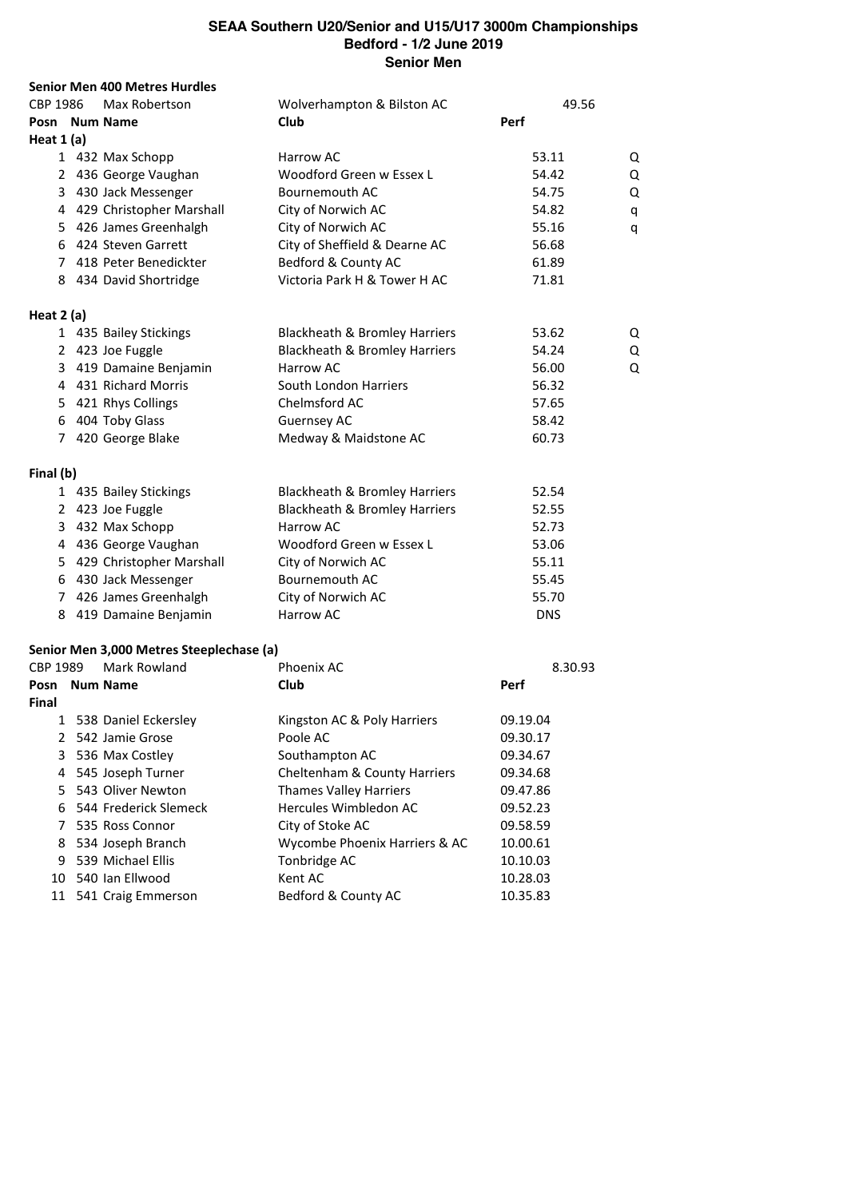# SEAA Southern U20/Senior and U15/U17 3000m Championships
## Bedford - 1/2 June 2019
## Senior Men

### Senior Men 400 Metres Hurdles

CBP 1986 Max Robertson — Wolverhampton & Bilston AC — 49.56

| Posn | Num | Name | Club | Perf | |
|---|---|---|---|---|---|
| **Heat 1 (a)** | | | | | |
| 1 | 432 | Max Schopp | Harrow AC | 53.11 | Q |
| 2 | 436 | George Vaughan | Woodford Green w Essex L | 54.42 | Q |
| 3 | 430 | Jack Messenger | Bournemouth AC | 54.75 | Q |
| 4 | 429 | Christopher Marshall | City of Norwich AC | 54.82 | q |
| 5 | 426 | James Greenhalgh | City of Norwich AC | 55.16 | q |
| 6 | 424 | Steven Garrett | City of Sheffield & Dearne AC | 56.68 | |
| 7 | 418 | Peter Benedickter | Bedford & County AC | 61.89 | |
| 8 | 434 | David Shortridge | Victoria Park H & Tower H AC | 71.81 | |
| **Heat 2 (a)** | | | | | |
| 1 | 435 | Bailey Stickings | Blackheath & Bromley Harriers | 53.62 | Q |
| 2 | 423 | Joe Fuggle | Blackheath & Bromley Harriers | 54.24 | Q |
| 3 | 419 | Damaine Benjamin | Harrow AC | 56.00 | Q |
| 4 | 431 | Richard Morris | South London Harriers | 56.32 | |
| 5 | 421 | Rhys Collings | Chelmsford AC | 57.65 | |
| 6 | 404 | Toby Glass | Guernsey AC | 58.42 | |
| 7 | 420 | George Blake | Medway & Maidstone AC | 60.73 | |
| **Final (b)** | | | | | |
| 1 | 435 | Bailey Stickings | Blackheath & Bromley Harriers | 52.54 | |
| 2 | 423 | Joe Fuggle | Blackheath & Bromley Harriers | 52.55 | |
| 3 | 432 | Max Schopp | Harrow AC | 52.73 | |
| 4 | 436 | George Vaughan | Woodford Green w Essex L | 53.06 | |
| 5 | 429 | Christopher Marshall | City of Norwich AC | 55.11 | |
| 6 | 430 | Jack Messenger | Bournemouth AC | 55.45 | |
| 7 | 426 | James Greenhalgh | City of Norwich AC | 55.70 | |
| 8 | 419 | Damaine Benjamin | Harrow AC | DNS | |

### Senior Men 3,000 Metres Steeplechase (a)

CBP 1989 Mark Rowland — Phoenix AC — 8.30.93

| Posn | Num | Name | Club | Perf |
|---|---|---|---|---|
| **Final** | | | | |
| 1 | 538 | Daniel Eckersley | Kingston AC & Poly Harriers | 09.19.04 |
| 2 | 542 | Jamie Grose | Poole AC | 09.30.17 |
| 3 | 536 | Max Costley | Southampton AC | 09.34.67 |
| 4 | 545 | Joseph Turner | Cheltenham & County Harriers | 09.34.68 |
| 5 | 543 | Oliver Newton | Thames Valley Harriers | 09.47.86 |
| 6 | 544 | Frederick Slemeck | Hercules Wimbledon AC | 09.52.23 |
| 7 | 535 | Ross Connor | City of Stoke AC | 09.58.59 |
| 8 | 534 | Joseph Branch | Wycombe Phoenix Harriers & AC | 10.00.61 |
| 9 | 539 | Michael Ellis | Tonbridge AC | 10.10.03 |
| 10 | 540 | Ian Ellwood | Kent AC | 10.28.03 |
| 11 | 541 | Craig Emmerson | Bedford & County AC | 10.35.83 |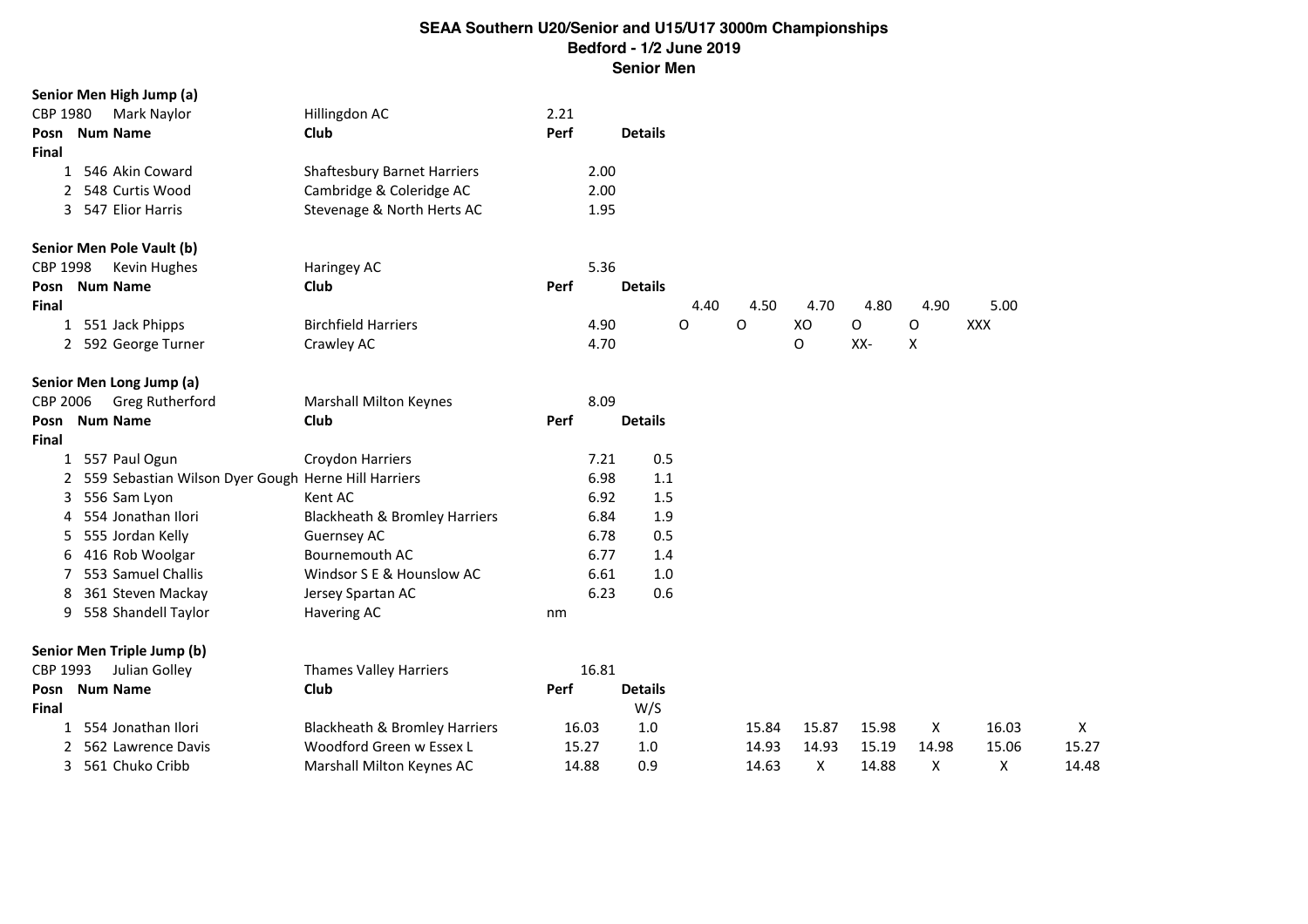# SEAA Southern U20/Senior and U15/U17 3000m Championships
## Bedford - 1/2 June 2019
## Senior Men

### Senior Men High Jump (a)

CBP 1980 Mark Naylor — Hillingdon AC — 2.21

| Posn | Num | Name | Club | Perf | Details |
|---|---|---|---|---|---|
| **Final** | | | | | |
| 1 | 546 | Akin Coward | Shaftesbury Barnet Harriers | 2.00 | |
| 2 | 548 | Curtis Wood | Cambridge & Coleridge AC | 2.00 | |
| 3 | 547 | Elior Harris | Stevenage & North Herts AC | 1.95 | |

### Senior Men Pole Vault (b)

CBP 1998 Kevin Hughes — Haringey AC — 5.36

| Posn | Num | Name | Club | Perf | Details | 4.40 | 4.50 | 4.70 | 4.80 | 4.90 | 5.00 |
|---|---|---|---|---|---|---|---|---|---|---|---|
| **Final** | | | | | | | | | | | |
| 1 | 551 | Jack Phipps | Birchfield Harriers | 4.90 | | O | O | XO | O | O | XXX |
| 2 | 592 | George Turner | Crawley AC | 4.70 | | | | O | XX- | X | |

### Senior Men Long Jump (a)

CBP 2006 Greg Rutherford — Marshall Milton Keynes — 8.09

| Posn | Num | Name | Club | Perf | Details |
|---|---|---|---|---|---|
| **Final** | | | | | |
| 1 | 557 | Paul Ogun | Croydon Harriers | 7.21 | 0.5 |
| 2 | 559 | Sebastian Wilson Dyer Gough | Herne Hill Harriers | 6.98 | 1.1 |
| 3 | 556 | Sam Lyon | Kent AC | 6.92 | 1.5 |
| 4 | 554 | Jonathan Ilori | Blackheath & Bromley Harriers | 6.84 | 1.9 |
| 5 | 555 | Jordan Kelly | Guernsey AC | 6.78 | 0.5 |
| 6 | 416 | Rob Woolgar | Bournemouth AC | 6.77 | 1.4 |
| 7 | 553 | Samuel Challis | Windsor S E & Hounslow AC | 6.61 | 1.0 |
| 8 | 361 | Steven Mackay | Jersey Spartan AC | 6.23 | 0.6 |
| 9 | 558 | Shandell Taylor | Havering AC | nm | |

### Senior Men Triple Jump (b)

CBP 1993 Julian Golley — Thames Valley Harriers — 16.81

| Posn | Num | Name | Club | Perf | Details | | | | | | |
|---|---|---|---|---|---|---|---|---|---|---|---|
| **Final** | | | | | W/S | | | | | | |
| 1 | 554 | Jonathan Ilori | Blackheath & Bromley Harriers | 16.03 | 1.0 | 15.84 | 15.87 | 15.98 | X | 16.03 | X |
| 2 | 562 | Lawrence Davis | Woodford Green w Essex L | 15.27 | 1.0 | 14.93 | 14.93 | 15.19 | 14.98 | 15.06 | 15.27 |
| 3 | 561 | Chuko Cribb | Marshall Milton Keynes AC | 14.88 | 0.9 | 14.63 | X | 14.88 | X | X | 14.48 |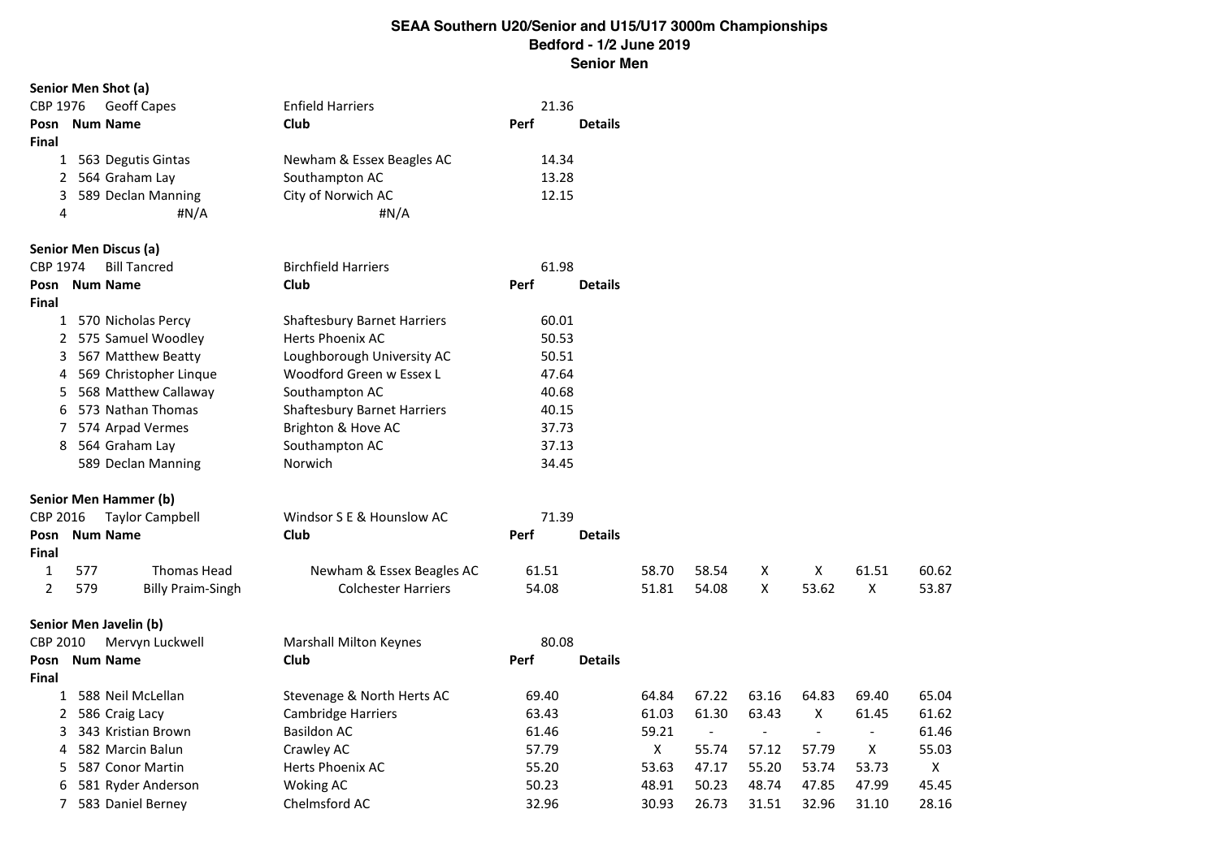# SEAA Southern U20/Senior and U15/U17 3000m Championships
## Bedford - 1/2 June 2019
## Senior Men

### Senior Men Shot (a)

CBP 1976 Geoff Capes — Enfield Harriers — 21.36

| Posn | Num | Name | Club | Perf | Details |
|---|---|---|---|---|---|
| **Final** | | | | | |
| 1 | 563 | Degutis Gintas | Newham & Essex Beagles AC | 14.34 | |
| 2 | 564 | Graham Lay | Southampton AC | 13.28 | |
| 3 | 589 | Declan Manning | City of Norwich AC | 12.15 | |
| 4 | | #N/A | #N/A | | |

### Senior Men Discus (a)

CBP 1974 Bill Tancred — Birchfield Harriers — 61.98

| Posn | Num | Name | Club | Perf | Details |
|---|---|---|---|---|---|
| **Final** | | | | | |
| 1 | 570 | Nicholas Percy | Shaftesbury Barnet Harriers | 60.01 | |
| 2 | 575 | Samuel Woodley | Herts Phoenix AC | 50.53 | |
| 3 | 567 | Matthew Beatty | Loughborough University AC | 50.51 | |
| 4 | 569 | Christopher Linque | Woodford Green w Essex L | 47.64 | |
| 5 | 568 | Matthew Callaway | Southampton AC | 40.68 | |
| 6 | 573 | Nathan Thomas | Shaftesbury Barnet Harriers | 40.15 | |
| 7 | 574 | Arpad Vermes | Brighton & Hove AC | 37.73 | |
| 8 | 564 | Graham Lay | Southampton AC | 37.13 | |
| | 589 | Declan Manning | Norwich | 34.45 | |

### Senior Men Hammer (b)

CBP 2016 Taylor Campbell — Windsor S E & Hounslow AC — 71.39

| Posn | Num | Name | Club | Perf | Details | | | | | | |
|---|---|---|---|---|---|---|---|---|---|---|---|
| **Final** | | | | | | | | | | | |
| 1 | 577 | Thomas Head | Newham & Essex Beagles AC | 61.51 | | 58.70 | 58.54 | X | X | 61.51 | 60.62 |
| 2 | 579 | Billy Praim-Singh | Colchester Harriers | 54.08 | | 51.81 | 54.08 | X | 53.62 | X | 53.87 |

### Senior Men Javelin (b)

CBP 2010 Mervyn Luckwell — Marshall Milton Keynes — 80.08

| Posn | Num | Name | Club | Perf | Details | | | | | | |
|---|---|---|---|---|---|---|---|---|---|---|---|
| **Final** | | | | | | | | | | | |
| 1 | 588 | Neil McLellan | Stevenage & North Herts AC | 69.40 | | 64.84 | 67.22 | 63.16 | 64.83 | 69.40 | 65.04 |
| 2 | 586 | Craig Lacy | Cambridge Harriers | 63.43 | | 61.03 | 61.30 | 63.43 | X | 61.45 | 61.62 |
| 3 | 343 | Kristian Brown | Basildon AC | 61.46 | | 59.21 | - | - | - | - | 61.46 |
| 4 | 582 | Marcin Balun | Crawley AC | 57.79 | | X | 55.74 | 57.12 | 57.79 | X | 55.03 |
| 5 | 587 | Conor Martin | Herts Phoenix AC | 55.20 | | 53.63 | 47.17 | 55.20 | 53.74 | 53.73 | X |
| 6 | 581 | Ryder Anderson | Woking AC | 50.23 | | 48.91 | 50.23 | 48.74 | 47.85 | 47.99 | 45.45 |
| 7 | 583 | Daniel Berney | Chelmsford AC | 32.96 | | 30.93 | 26.73 | 31.51 | 32.96 | 31.10 | 28.16 |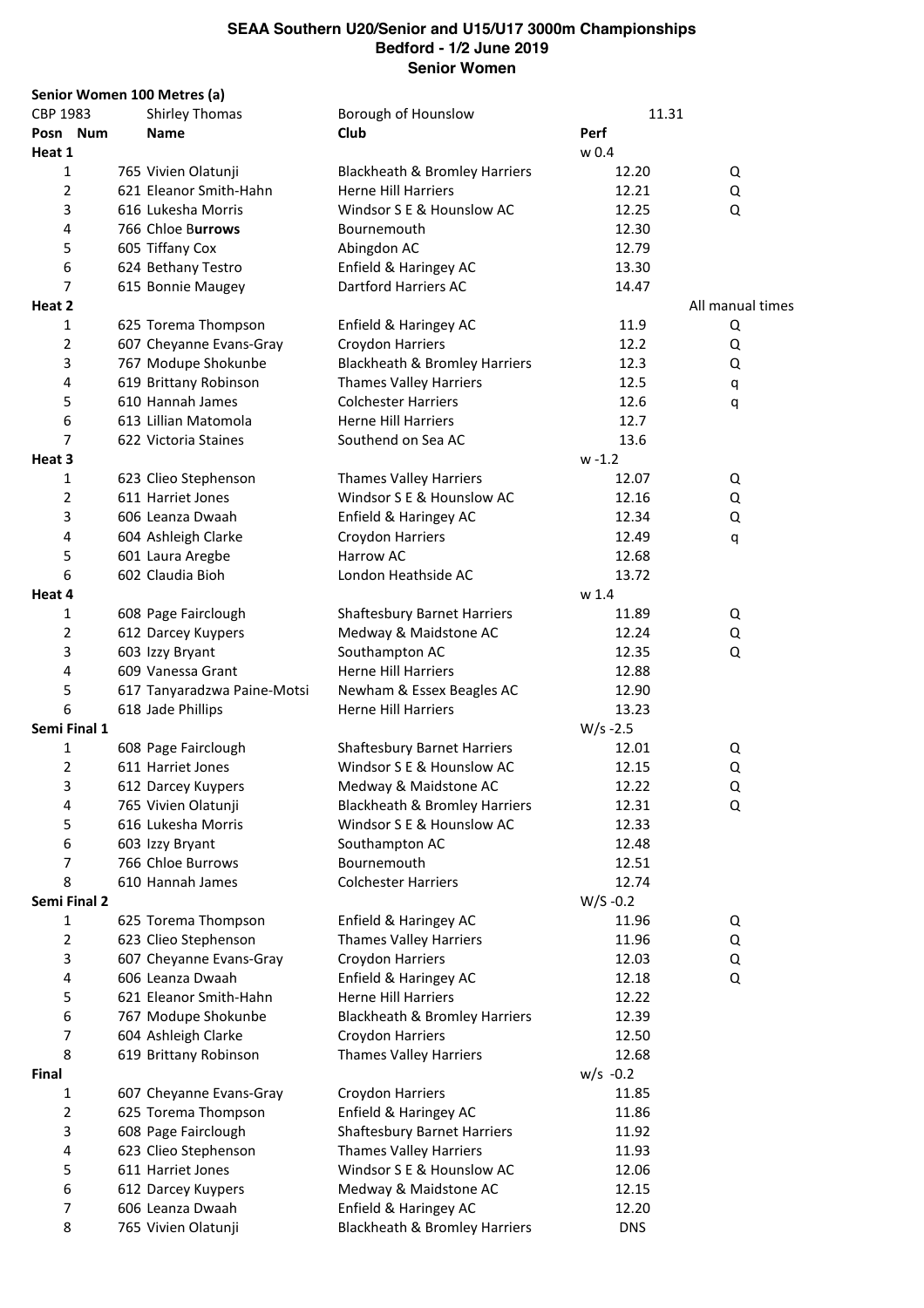# SEAA Southern U20/Senior and U15/U17 3000m Championships
## Bedford - 1/2 June 2019
## Senior Women

**Senior Women 100 Metres (a)**

| CBP 1983 | | Shirley Thomas | Borough of Hounslow | 11.31 | |
|---|---|---|---|---|---|
| **Posn** | **Num** | **Name** | **Club** | **Perf** | |
| **Heat 1** | | | | w 0.4 | |
| 1 | 765 | Vivien Olatunji | Blackheath & Bromley Harriers | 12.20 | Q |
| 2 | 621 | Eleanor Smith-Hahn | Herne Hill Harriers | 12.21 | Q |
| 3 | 616 | Lukesha Morris | Windsor S E & Hounslow AC | 12.25 | Q |
| 4 | 766 | Chloe Burrows | Bournemouth | 12.30 | |
| 5 | 605 | Tiffany Cox | Abingdon AC | 12.79 | |
| 6 | 624 | Bethany Testro | Enfield & Haringey AC | 13.30 | |
| 7 | 615 | Bonnie Maugey | Dartford Harriers AC | 14.47 | |
| **Heat 2** | | | | | All manual times |
| 1 | 625 | Torema Thompson | Enfield & Haringey AC | 11.9 | Q |
| 2 | 607 | Cheyanne Evans-Gray | Croydon Harriers | 12.2 | Q |
| 3 | 767 | Modupe Shokunbe | Blackheath & Bromley Harriers | 12.3 | Q |
| 4 | 619 | Brittany Robinson | Thames Valley Harriers | 12.5 | q |
| 5 | 610 | Hannah James | Colchester Harriers | 12.6 | q |
| 6 | 613 | Lillian Matomola | Herne Hill Harriers | 12.7 | |
| 7 | 622 | Victoria Staines | Southend on Sea AC | 13.6 | |
| **Heat 3** | | | | w -1.2 | |
| 1 | 623 | Clieo Stephenson | Thames Valley Harriers | 12.07 | Q |
| 2 | 611 | Harriet Jones | Windsor S E & Hounslow AC | 12.16 | Q |
| 3 | 606 | Leanza Dwaah | Enfield & Haringey AC | 12.34 | Q |
| 4 | 604 | Ashleigh Clarke | Croydon Harriers | 12.49 | q |
| 5 | 601 | Laura Aregbe | Harrow AC | 12.68 | |
| 6 | 602 | Claudia Bioh | London Heathside AC | 13.72 | |
| **Heat 4** | | | | w 1.4 | |
| 1 | 608 | Page Fairclough | Shaftesbury Barnet Harriers | 11.89 | Q |
| 2 | 612 | Darcey Kuypers | Medway & Maidstone AC | 12.24 | Q |
| 3 | 603 | Izzy Bryant | Southampton AC | 12.35 | Q |
| 4 | 609 | Vanessa Grant | Herne Hill Harriers | 12.88 | |
| 5 | 617 | Tanyaradzwa Paine-Motsi | Newham & Essex Beagles AC | 12.90 | |
| 6 | 618 | Jade Phillips | Herne Hill Harriers | 13.23 | |
| **Semi Final 1** | | | | W/s -2.5 | |
| 1 | 608 | Page Fairclough | Shaftesbury Barnet Harriers | 12.01 | Q |
| 2 | 611 | Harriet Jones | Windsor S E & Hounslow AC | 12.15 | Q |
| 3 | 612 | Darcey Kuypers | Medway & Maidstone AC | 12.22 | Q |
| 4 | 765 | Vivien Olatunji | Blackheath & Bromley Harriers | 12.31 | Q |
| 5 | 616 | Lukesha Morris | Windsor S E & Hounslow AC | 12.33 | |
| 6 | 603 | Izzy Bryant | Southampton AC | 12.48 | |
| 7 | 766 | Chloe Burrows | Bournemouth | 12.51 | |
| 8 | 610 | Hannah James | Colchester Harriers | 12.74 | |
| **Semi Final 2** | | | | W/S -0.2 | |
| 1 | 625 | Torema Thompson | Enfield & Haringey AC | 11.96 | Q |
| 2 | 623 | Clieo Stephenson | Thames Valley Harriers | 11.96 | Q |
| 3 | 607 | Cheyanne Evans-Gray | Croydon Harriers | 12.03 | Q |
| 4 | 606 | Leanza Dwaah | Enfield & Haringey AC | 12.18 | Q |
| 5 | 621 | Eleanor Smith-Hahn | Herne Hill Harriers | 12.22 | |
| 6 | 767 | Modupe Shokunbe | Blackheath & Bromley Harriers | 12.39 | |
| 7 | 604 | Ashleigh Clarke | Croydon Harriers | 12.50 | |
| 8 | 619 | Brittany Robinson | Thames Valley Harriers | 12.68 | |
| **Final** | | | | w/s -0.2 | |
| 1 | 607 | Cheyanne Evans-Gray | Croydon Harriers | 11.85 | |
| 2 | 625 | Torema Thompson | Enfield & Haringey AC | 11.86 | |
| 3 | 608 | Page Fairclough | Shaftesbury Barnet Harriers | 11.92 | |
| 4 | 623 | Clieo Stephenson | Thames Valley Harriers | 11.93 | |
| 5 | 611 | Harriet Jones | Windsor S E & Hounslow AC | 12.06 | |
| 6 | 612 | Darcey Kuypers | Medway & Maidstone AC | 12.15 | |
| 7 | 606 | Leanza Dwaah | Enfield & Haringey AC | 12.20 | |
| 8 | 765 | Vivien Olatunji | Blackheath & Bromley Harriers | DNS | |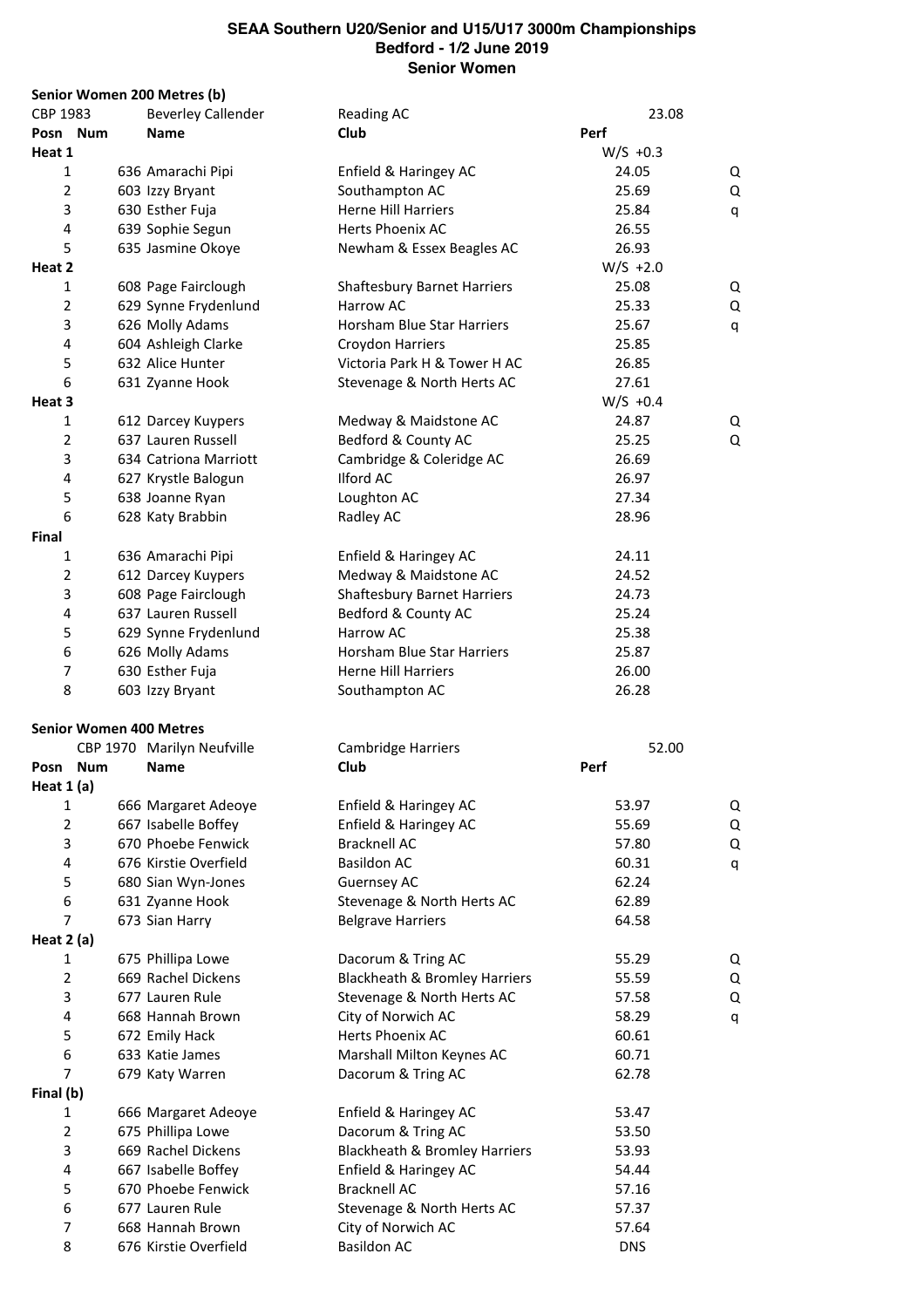# SEAA Southern U20/Senior and U15/U17 3000m Championships
## Bedford - 1/2 June 2019
## Senior Women

### Senior Women 200 Metres (b)

CBP 1983 Beverley Callender, Reading AC, 23.08

| Posn | Num | Name | Club | Perf | |
|---|---|---|---|---|---|
| **Heat 1** | | | | W/S +0.3 | |
| 1 | 636 | Amarachi Pipi | Enfield & Haringey AC | 24.05 | Q |
| 2 | 603 | Izzy Bryant | Southampton AC | 25.69 | Q |
| 3 | 630 | Esther Fuja | Herne Hill Harriers | 25.84 | q |
| 4 | 639 | Sophie Segun | Herts Phoenix AC | 26.55 | |
| 5 | 635 | Jasmine Okoye | Newham & Essex Beagles AC | 26.93 | |
| **Heat 2** | | | | W/S +2.0 | |
| 1 | 608 | Page Fairclough | Shaftesbury Barnet Harriers | 25.08 | Q |
| 2 | 629 | Synne Frydenlund | Harrow AC | 25.33 | Q |
| 3 | 626 | Molly Adams | Horsham Blue Star Harriers | 25.67 | q |
| 4 | 604 | Ashleigh Clarke | Croydon Harriers | 25.85 | |
| 5 | 632 | Alice Hunter | Victoria Park H & Tower H AC | 26.85 | |
| 6 | 631 | Zyanne Hook | Stevenage & North Herts AC | 27.61 | |
| **Heat 3** | | | | W/S +0.4 | |
| 1 | 612 | Darcey Kuypers | Medway & Maidstone AC | 24.87 | Q |
| 2 | 637 | Lauren Russell | Bedford & County AC | 25.25 | Q |
| 3 | 634 | Catriona Marriott | Cambridge & Coleridge AC | 26.69 | |
| 4 | 627 | Krystle Balogun | Ilford AC | 26.97 | |
| 5 | 638 | Joanne Ryan | Loughton AC | 27.34 | |
| 6 | 628 | Katy Brabbin | Radley AC | 28.96 | |
| **Final** | | | | | |
| 1 | 636 | Amarachi Pipi | Enfield & Haringey AC | 24.11 | |
| 2 | 612 | Darcey Kuypers | Medway & Maidstone AC | 24.52 | |
| 3 | 608 | Page Fairclough | Shaftesbury Barnet Harriers | 24.73 | |
| 4 | 637 | Lauren Russell | Bedford & County AC | 25.24 | |
| 5 | 629 | Synne Frydenlund | Harrow AC | 25.38 | |
| 6 | 626 | Molly Adams | Horsham Blue Star Harriers | 25.87 | |
| 7 | 630 | Esther Fuja | Herne Hill Harriers | 26.00 | |
| 8 | 603 | Izzy Bryant | Southampton AC | 26.28 | |

### Senior Women 400 Metres

CBP 1970 Marilyn Neufville, Cambridge Harriers, 52.00

| Posn | Num | Name | Club | Perf | |
|---|---|---|---|---|---|
| **Heat 1 (a)** | | | | | |
| 1 | 666 | Margaret Adeoye | Enfield & Haringey AC | 53.97 | Q |
| 2 | 667 | Isabelle Boffey | Enfield & Haringey AC | 55.69 | Q |
| 3 | 670 | Phoebe Fenwick | Bracknell AC | 57.80 | Q |
| 4 | 676 | Kirstie Overfield | Basildon AC | 60.31 | q |
| 5 | 680 | Sian Wyn-Jones | Guernsey AC | 62.24 | |
| 6 | 631 | Zyanne Hook | Stevenage & North Herts AC | 62.89 | |
| 7 | 673 | Sian Harry | Belgrave Harriers | 64.58 | |
| **Heat 2 (a)** | | | | | |
| 1 | 675 | Phillipa Lowe | Dacorum & Tring AC | 55.29 | Q |
| 2 | 669 | Rachel Dickens | Blackheath & Bromley Harriers | 55.59 | Q |
| 3 | 677 | Lauren Rule | Stevenage & North Herts AC | 57.58 | Q |
| 4 | 668 | Hannah Brown | City of Norwich AC | 58.29 | q |
| 5 | 672 | Emily Hack | Herts Phoenix AC | 60.61 | |
| 6 | 633 | Katie James | Marshall Milton Keynes AC | 60.71 | |
| 7 | 679 | Katy Warren | Dacorum & Tring AC | 62.78 | |
| **Final (b)** | | | | | |
| 1 | 666 | Margaret Adeoye | Enfield & Haringey AC | 53.47 | |
| 2 | 675 | Phillipa Lowe | Dacorum & Tring AC | 53.50 | |
| 3 | 669 | Rachel Dickens | Blackheath & Bromley Harriers | 53.93 | |
| 4 | 667 | Isabelle Boffey | Enfield & Haringey AC | 54.44 | |
| 5 | 670 | Phoebe Fenwick | Bracknell AC | 57.16 | |
| 6 | 677 | Lauren Rule | Stevenage & North Herts AC | 57.37 | |
| 7 | 668 | Hannah Brown | City of Norwich AC | 57.64 | |
| 8 | 676 | Kirstie Overfield | Basildon AC | DNS | |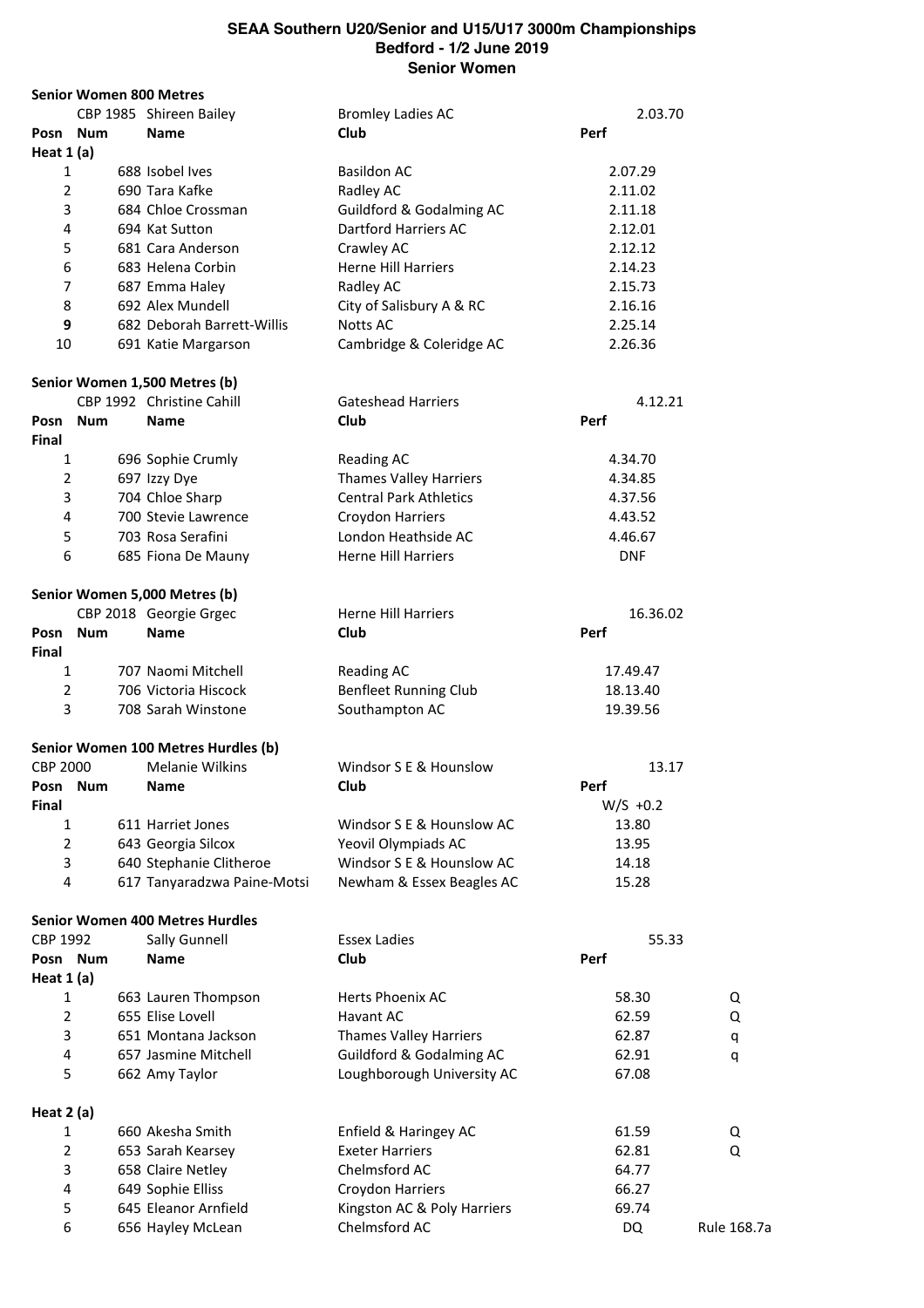# SEAA Southern U20/Senior and U15/U17 3000m Championships
## Bedford - 1/2 June 2019
## Senior Women

### Senior Women 800 Metres

CBP 1985 Shireen Bailey — Bromley Ladies AC — 2.03.70

| Posn | Num | Name | Club | Perf |
|---|---|---|---|---|
| **Heat 1 (a)** | | | | |
| 1 | 688 | Isobel Ives | Basildon AC | 2.07.29 |
| 2 | 690 | Tara Kafke | Radley AC | 2.11.02 |
| 3 | 684 | Chloe Crossman | Guildford & Godalming AC | 2.11.18 |
| 4 | 694 | Kat Sutton | Dartford Harriers AC | 2.12.01 |
| 5 | 681 | Cara Anderson | Crawley AC | 2.12.12 |
| 6 | 683 | Helena Corbin | Herne Hill Harriers | 2.14.23 |
| 7 | 687 | Emma Haley | Radley AC | 2.15.73 |
| 8 | 692 | Alex Mundell | City of Salisbury A & RC | 2.16.16 |
| **9** | 682 | Deborah Barrett-Willis | Notts AC | 2.25.14 |
| 10 | 691 | Katie Margarson | Cambridge & Coleridge AC | 2.26.36 |

### Senior Women 1,500 Metres (b)

CBP 1992 Christine Cahill — Gateshead Harriers — 4.12.21

| Posn | Num | Name | Club | Perf |
|---|---|---|---|---|
| **Final** | | | | |
| 1 | 696 | Sophie Crumly | Reading AC | 4.34.70 |
| 2 | 697 | Izzy Dye | Thames Valley Harriers | 4.34.85 |
| 3 | 704 | Chloe Sharp | Central Park Athletics | 4.37.56 |
| 4 | 700 | Stevie Lawrence | Croydon Harriers | 4.43.52 |
| 5 | 703 | Rosa Serafini | London Heathside AC | 4.46.67 |
| 6 | 685 | Fiona De Mauny | Herne Hill Harriers | DNF |

### Senior Women 5,000 Metres (b)

CBP 2018 Georgie Grgec — Herne Hill Harriers — 16.36.02

| Posn | Num | Name | Club | Perf |
|---|---|---|---|---|
| **Final** | | | | |
| 1 | 707 | Naomi Mitchell | Reading AC | 17.49.47 |
| 2 | 706 | Victoria Hiscock | Benfleet Running Club | 18.13.40 |
| 3 | 708 | Sarah Winstone | Southampton AC | 19.39.56 |

### Senior Women 100 Metres Hurdles (b)

CBP 2000 Melanie Wilkins — Windsor S E & Hounslow — 13.17

| Posn | Num | Name | Club | Perf |
|---|---|---|---|---|
| **Final** | | | | W/S +0.2 |
| 1 | 611 | Harriet Jones | Windsor S E & Hounslow AC | 13.80 |
| 2 | 643 | Georgia Silcox | Yeovil Olympiads AC | 13.95 |
| 3 | 640 | Stephanie Clitheroe | Windsor S E & Hounslow AC | 14.18 |
| 4 | 617 | Tanyaradzwa Paine-Motsi | Newham & Essex Beagles AC | 15.28 |

### Senior Women 400 Metres Hurdles

CBP 1992 Sally Gunnell — Essex Ladies — 55.33

| Posn | Num | Name | Club | Perf | |
|---|---|---|---|---|---|
| **Heat 1 (a)** | | | | | |
| 1 | 663 | Lauren Thompson | Herts Phoenix AC | 58.30 | Q |
| 2 | 655 | Elise Lovell | Havant AC | 62.59 | Q |
| 3 | 651 | Montana Jackson | Thames Valley Harriers | 62.87 | q |
| 4 | 657 | Jasmine Mitchell | Guildford & Godalming AC | 62.91 | q |
| 5 | 662 | Amy Taylor | Loughborough University AC | 67.08 | |
| **Heat 2 (a)** | | | | | |
| 1 | 660 | Akesha Smith | Enfield & Haringey AC | 61.59 | Q |
| 2 | 653 | Sarah Kearsey | Exeter Harriers | 62.81 | Q |
| 3 | 658 | Claire Netley | Chelmsford AC | 64.77 | |
| 4 | 649 | Sophie Elliss | Croydon Harriers | 66.27 | |
| 5 | 645 | Eleanor Arnfield | Kingston AC & Poly Harriers | 69.74 | |
| 6 | 656 | Hayley McLean | Chelmsford AC | DQ | Rule 168.7a |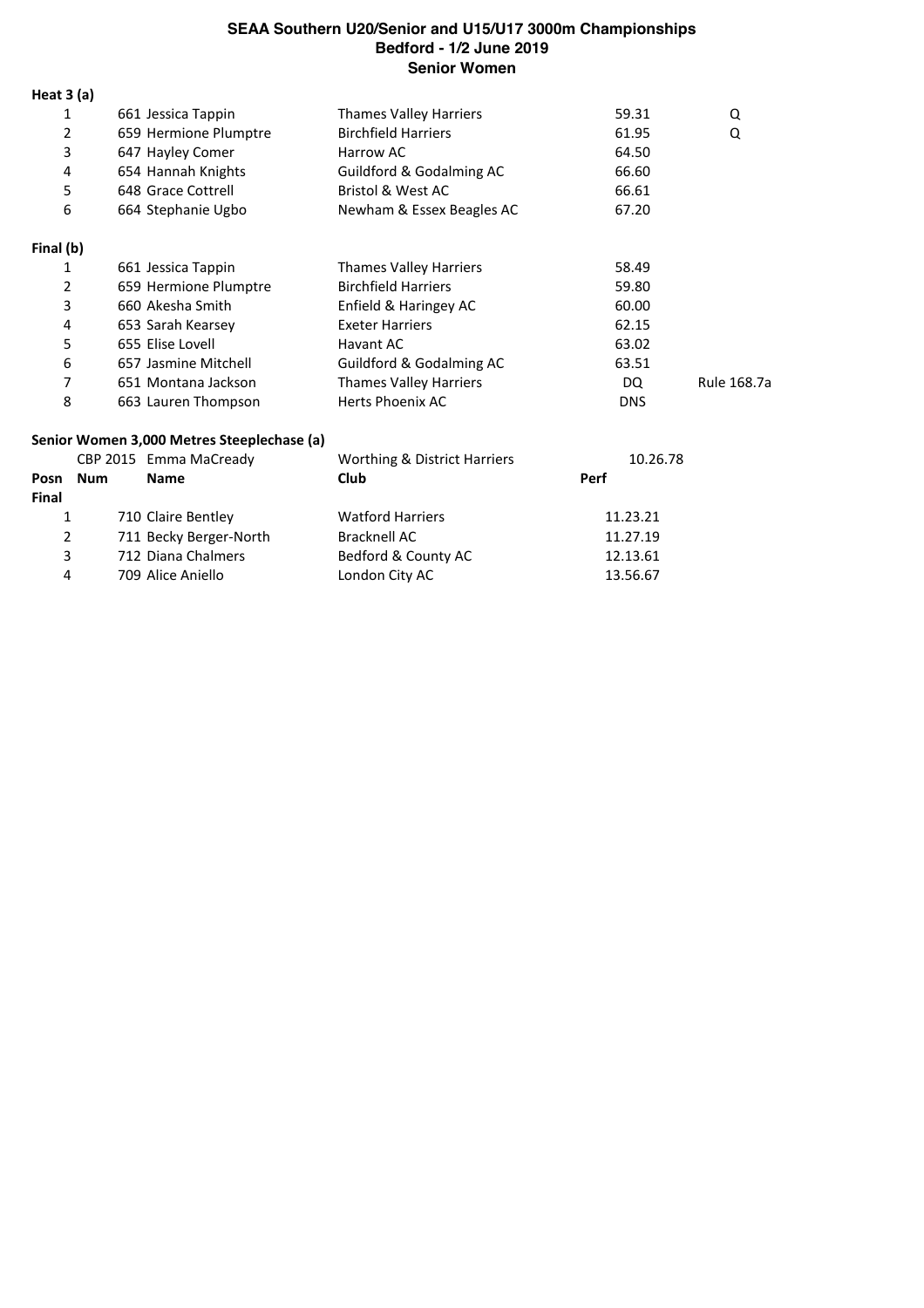# SEAA Southern U20/Senior and U15/U17 3000m Championships
## Bedford - 1/2 June 2019
### Senior Women

**Heat 3 (a)**

| Posn | Num | Name | Club | Perf | |
|---|---|---|---|---|---|
| 1 | 661 | Jessica Tappin | Thames Valley Harriers | 59.31 | Q |
| 2 | 659 | Hermione Plumptre | Birchfield Harriers | 61.95 | Q |
| 3 | 647 | Hayley Comer | Harrow AC | 64.50 | |
| 4 | 654 | Hannah Knights | Guildford & Godalming AC | 66.60 | |
| 5 | 648 | Grace Cottrell | Bristol & West AC | 66.61 | |
| 6 | 664 | Stephanie Ugbo | Newham & Essex Beagles AC | 67.20 | |

**Final (b)**

| Posn | Num | Name | Club | Perf | |
|---|---|---|---|---|---|
| 1 | 661 | Jessica Tappin | Thames Valley Harriers | 58.49 | |
| 2 | 659 | Hermione Plumptre | Birchfield Harriers | 59.80 | |
| 3 | 660 | Akesha Smith | Enfield & Haringey AC | 60.00 | |
| 4 | 653 | Sarah Kearsey | Exeter Harriers | 62.15 | |
| 5 | 655 | Elise Lovell | Havant AC | 63.02 | |
| 6 | 657 | Jasmine Mitchell | Guildford & Godalming AC | 63.51 | |
| 7 | 651 | Montana Jackson | Thames Valley Harriers | DQ | Rule 168.7a |
| 8 | 663 | Lauren Thompson | Herts Phoenix AC | DNS | |

**Senior Women 3,000 Metres Steeplechase (a)**

CBP 2015 Emma MacCready — Worthing & District Harriers — 10.26.78

| Posn | Num | Name | Club | Perf |
|---|---|---|---|---|
| **Final** | | | | |
| 1 | 710 | Claire Bentley | Watford Harriers | 11.23.21 |
| 2 | 711 | Becky Berger-North | Bracknell AC | 11.27.19 |
| 3 | 712 | Diana Chalmers | Bedford & County AC | 12.13.61 |
| 4 | 709 | Alice Aniello | London City AC | 13.56.67 |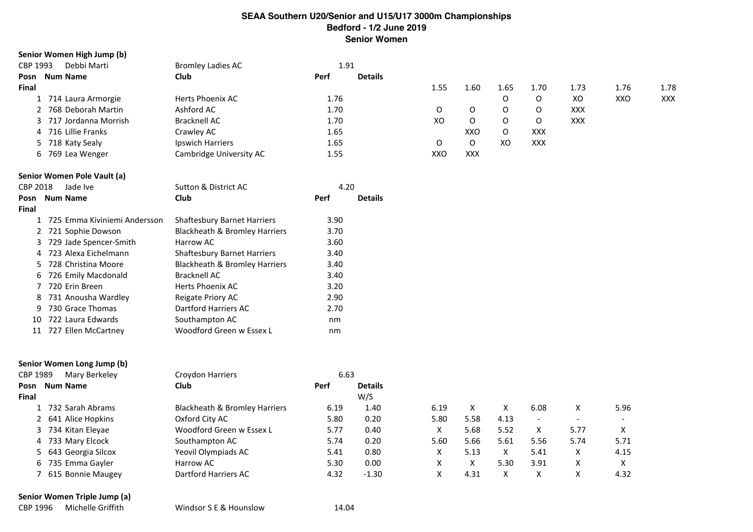## SEAA Southern U20/Senior and U15/U17 3000m Championships
## Bedford - 1/2 June 2019
## Senior Women

### Senior Women High Jump (b)

CBP 1993 Debbi Marti — Bromley Ladies AC — 1.91

| Posn | Num | Name | Club | Perf | Details | 1.55 | 1.60 | 1.65 | 1.70 | 1.73 | 1.76 | 1.78 |
|---|---|---|---|---|---|---|---|---|---|---|---|---|
| **Final** | | | | | | | | | | | | |
| 1 | 714 | Laura Armorgie | Herts Phoenix AC | 1.76 | | | | O | O | XO | XXO | XXX |
| 2 | 768 | Deborah Martin | Ashford AC | 1.70 | | O | O | O | O | XXX | | |
| 3 | 717 | Jordanna Morrish | Bracknell AC | 1.70 | | XO | O | O | O | XXX | | |
| 4 | 716 | Lillie Franks | Crawley AC | 1.65 | | | XXO | O | XXX | | | |
| 5 | 718 | Katy Sealy | Ipswich Harriers | 1.65 | | O | O | XO | XXX | | | |
| 6 | 769 | Lea Wenger | Cambridge University AC | 1.55 | | XXO | XXX | | | | | |

### Senior Women Pole Vault (a)

CBP 2018 Jade Ive — Sutton & District AC — 4.20

| Posn | Num | Name | Club | Perf | Details |
|---|---|---|---|---|---|
| **Final** | | | | | |
| 1 | 725 | Emma Kiviniemi Andersson | Shaftesbury Barnet Harriers | 3.90 | |
| 2 | 721 | Sophie Dowson | Blackheath & Bromley Harriers | 3.70 | |
| 3 | 729 | Jade Spencer-Smith | Harrow AC | 3.60 | |
| 4 | 723 | Alexa Eichelmann | Shaftesbury Barnet Harriers | 3.40 | |
| 5 | 728 | Christina Moore | Blackheath & Bromley Harriers | 3.40 | |
| 6 | 726 | Emily Macdonald | Bracknell AC | 3.40 | |
| 7 | 720 | Erin Breen | Herts Phoenix AC | 3.20 | |
| 8 | 731 | Anousha Wardley | Reigate Priory AC | 2.90 | |
| 9 | 730 | Grace Thomas | Dartford Harriers AC | 2.70 | |
| 10 | 722 | Laura Edwards | Southampton AC | nm | |
| 11 | 727 | Ellen McCartney | Woodford Green w Essex L | nm | |

### Senior Women Long Jump (b)

CBP 1989 Mary Berkeley — Croydon Harriers — 6.63

| Posn | Num | Name | Club | Perf | Details W/S | | | | | | |
|---|---|---|---|---|---|---|---|---|---|---|---|
| **Final** | | | | | | | | | | | |
| 1 | 732 | Sarah Abrams | Blackheath & Bromley Harriers | 6.19 | 1.40 | 6.19 | X | X | 6.08 | X | 5.96 |
| 2 | 641 | Alice Hopkins | Oxford City AC | 5.80 | 0.20 | 5.80 | 5.58 | 4.13 | - | - | - |
| 3 | 734 | Kitan Eleyae | Woodford Green w Essex L | 5.77 | 0.40 | X | 5.68 | 5.52 | X | 5.77 | X |
| 4 | 733 | Mary Elcock | Southampton AC | 5.74 | 0.20 | 5.60 | 5.66 | 5.61 | 5.56 | 5.74 | 5.71 |
| 5 | 643 | Georgia Silcox | Yeovil Olympiads AC | 5.41 | 0.80 | X | 5.13 | X | 5.41 | X | 4.15 |
| 6 | 735 | Emma Gayler | Harrow AC | 5.30 | 0.00 | X | X | 5.30 | 3.91 | X | X |
| 7 | 615 | Bonnie Maugey | Dartford Harriers AC | 4.32 | -1.30 | X | 4.31 | X | X | X | 4.32 |

### Senior Women Triple Jump (a)

CBP 1996 Michelle Griffith — Windsor S E & Hounslow — 14.04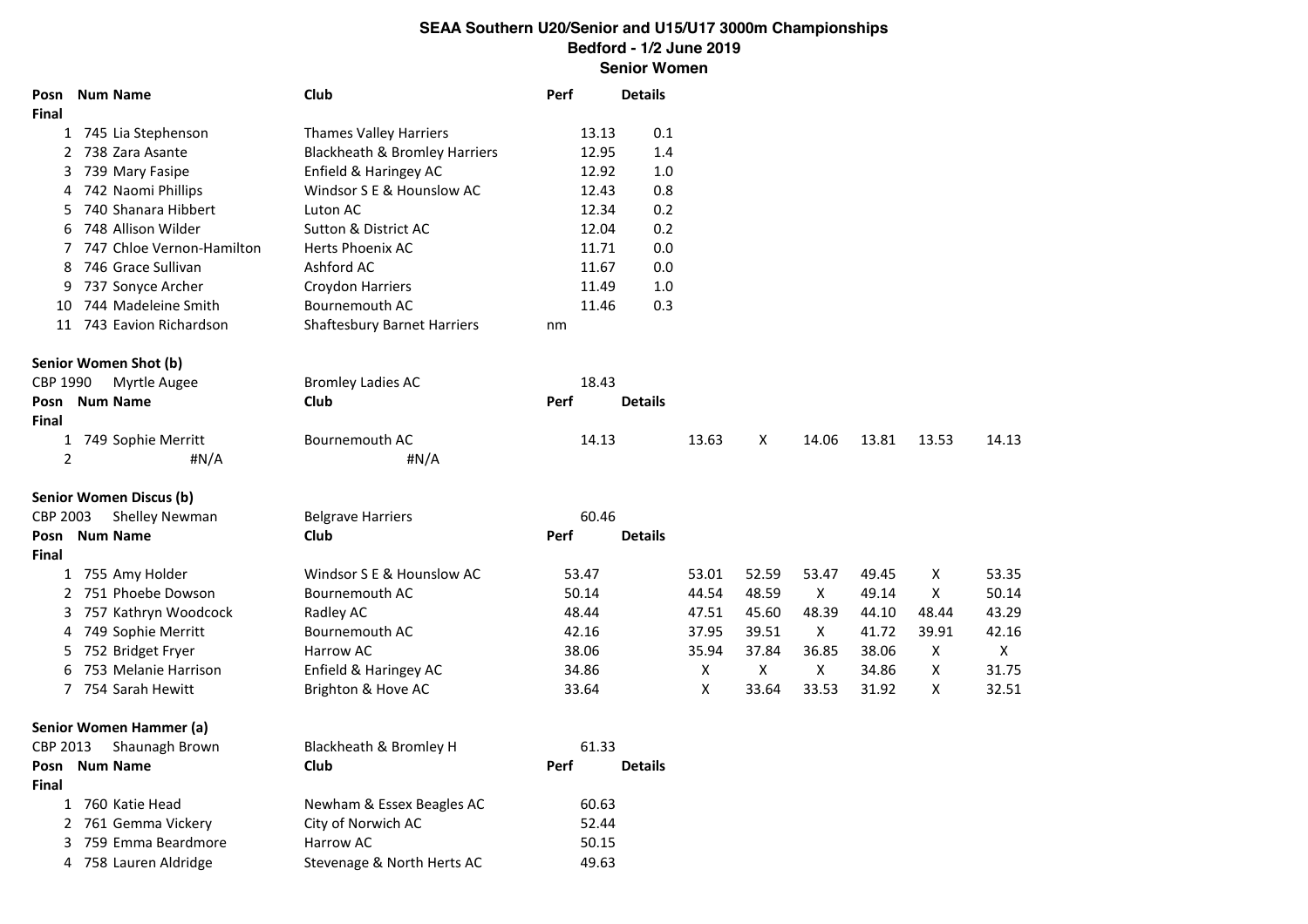**SEAA Southern U20/Senior and U15/U17 3000m Championships**
**Bedford - 1/2 June 2019**
**Senior Women**

| Posn | Num | Name | Club | Perf | Details |
|---|---|---|---|---|---|
| **Final** | | | | | |
| 1 | 745 | Lia Stephenson | Thames Valley Harriers | 13.13 | 0.1 |
| 2 | 738 | Zara Asante | Blackheath & Bromley Harriers | 12.95 | 1.4 |
| 3 | 739 | Mary Fasipe | Enfield & Haringey AC | 12.92 | 1.0 |
| 4 | 742 | Naomi Phillips | Windsor S E & Hounslow AC | 12.43 | 0.8 |
| 5 | 740 | Shanara Hibbert | Luton AC | 12.34 | 0.2 |
| 6 | 748 | Allison Wilder | Sutton & District AC | 12.04 | 0.2 |
| 7 | 747 | Chloe Vernon-Hamilton | Herts Phoenix AC | 11.71 | 0.0 |
| 8 | 746 | Grace Sullivan | Ashford AC | 11.67 | 0.0 |
| 9 | 737 | Sonyce Archer | Croydon Harriers | 11.49 | 1.0 |
| 10 | 744 | Madeleine Smith | Bournemouth AC | 11.46 | 0.3 |
| 11 | 743 | Eavion Richardson | Shaftesbury Barnet Harriers | nm | |

**Senior Women Shot (b)**

CBP 1990 Myrtle Augee — Bromley Ladies AC — 18.43

| Posn | Num | Name | Club | Perf | Details | | | | | |
|---|---|---|---|---|---|---|---|---|---|---|
| **Final** | | | | | | | | | | |
| 1 | 749 | Sophie Merritt | Bournemouth AC | 14.13 | 13.63 | X | 14.06 | 13.81 | 13.53 | 14.13 |
| 2 | | #N/A | #N/A | | | | | | | |

**Senior Women Discus (b)**

CBP 2003 Shelley Newman — Belgrave Harriers — 60.46

| Posn | Num | Name | Club | Perf | Details | | | | | |
|---|---|---|---|---|---|---|---|---|---|---|
| **Final** | | | | | | | | | | |
| 1 | 755 | Amy Holder | Windsor S E & Hounslow AC | 53.47 | 53.01 | 52.59 | 53.47 | 49.45 | X | 53.35 |
| 2 | 751 | Phoebe Dowson | Bournemouth AC | 50.14 | 44.54 | 48.59 | X | 49.14 | X | 50.14 |
| 3 | 757 | Kathryn Woodcock | Radley AC | 48.44 | 47.51 | 45.60 | 48.39 | 44.10 | 48.44 | 43.29 |
| 4 | 749 | Sophie Merritt | Bournemouth AC | 42.16 | 37.95 | 39.51 | X | 41.72 | 39.91 | 42.16 |
| 5 | 752 | Bridget Fryer | Harrow AC | 38.06 | 35.94 | 37.84 | 36.85 | 38.06 | X | X |
| 6 | 753 | Melanie Harrison | Enfield & Haringey AC | 34.86 | X | X | X | 34.86 | X | 31.75 |
| 7 | 754 | Sarah Hewitt | Brighton & Hove AC | 33.64 | X | 33.64 | 33.53 | 31.92 | X | 32.51 |

**Senior Women Hammer (a)**

CBP 2013 Shaunagh Brown — Blackheath & Bromley H — 61.33

| Posn | Num | Name | Club | Perf | Details |
|---|---|---|---|---|---|
| **Final** | | | | | |
| 1 | 760 | Katie Head | Newham & Essex Beagles AC | 60.63 | |
| 2 | 761 | Gemma Vickery | City of Norwich AC | 52.44 | |
| 3 | 759 | Emma Beardmore | Harrow AC | 50.15 | |
| 4 | 758 | Lauren Aldridge | Stevenage & North Herts AC | 49.63 | |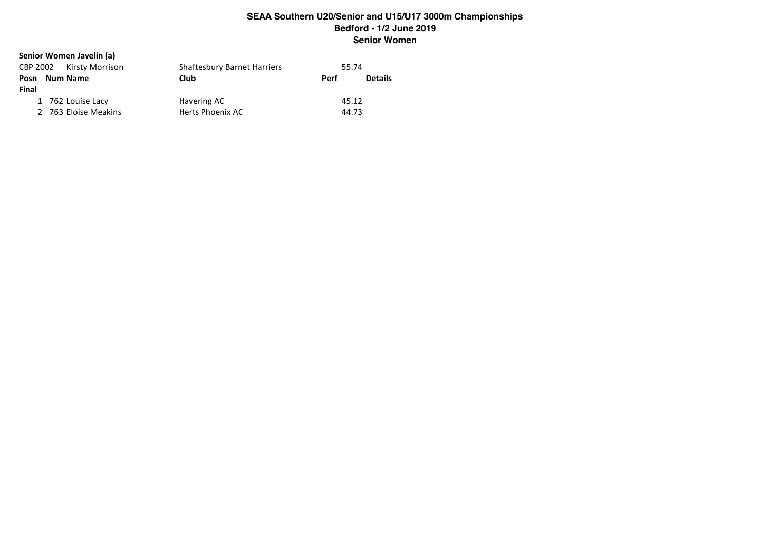# SEAA Southern U20/Senior and U15/U17 3000m Championships
## Bedford - 1/2 June 2019
## Senior Women

### Senior Women Javelin (a)

CBP 2002 Kirsty Morrison Shaftesbury Barnet Harriers 55.74

| Posn | Num | Name | Club | Perf | Details |
|---|---|---|---|---|---|
| **Final** | | | | | |
| 1 | 762 | Louise Lacy | Havering AC | 45.12 | |
| 2 | 763 | Eloise Meakins | Herts Phoenix AC | 44.73 | |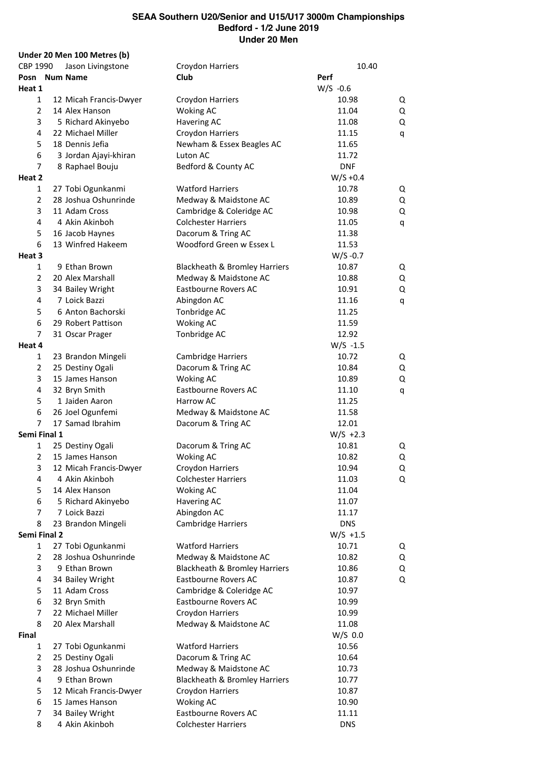# SEAA Southern U20/Senior and U15/U17 3000m Championships

## Bedford - 1/2 June 2019

## Under 20 Men

**Under 20 Men 100 Metres (b)**

| CBP 1990 | Jason Livingstone | Croydon Harriers | 10.40 | |
|---|---|---|---|---|
| **Posn** | **Num Name** | **Club** | **Perf** | |
| **Heat 1** | | | W/S -0.6 | |
| 1 | 12 Micah Francis-Dwyer | Croydon Harriers | 10.98 | Q |
| 2 | 14 Alex Hanson | Woking AC | 11.04 | Q |
| 3 | 5 Richard Akinyebo | Havering AC | 11.08 | Q |
| 4 | 22 Michael Miller | Croydon Harriers | 11.15 | q |
| 5 | 18 Dennis Jefia | Newham & Essex Beagles AC | 11.65 | |
| 6 | 3 Jordan Ajayi-khiran | Luton AC | 11.72 | |
| 7 | 8 Raphael Bouju | Bedford & County AC | DNF | |
| **Heat 2** | | | W/S +0.4 | |
| 1 | 27 Tobi Ogunkanmi | Watford Harriers | 10.78 | Q |
| 2 | 28 Joshua Oshunrinde | Medway & Maidstone AC | 10.89 | Q |
| 3 | 11 Adam Cross | Cambridge & Coleridge AC | 10.98 | Q |
| 4 | 4 Akin Akinboh | Colchester Harriers | 11.05 | q |
| 5 | 16 Jacob Haynes | Dacorum & Tring AC | 11.38 | |
| 6 | 13 Winfred Hakeem | Woodford Green w Essex L | 11.53 | |
| **Heat 3** | | | W/S -0.7 | |
| 1 | 9 Ethan Brown | Blackheath & Bromley Harriers | 10.87 | Q |
| 2 | 20 Alex Marshall | Medway & Maidstone AC | 10.88 | Q |
| 3 | 34 Bailey Wright | Eastbourne Rovers AC | 10.91 | Q |
| 4 | 7 Loick Bazzi | Abingdon AC | 11.16 | q |
| 5 | 6 Anton Bachorski | Tonbridge AC | 11.25 | |
| 6 | 29 Robert Pattison | Woking AC | 11.59 | |
| 7 | 31 Oscar Prager | Tonbridge AC | 12.92 | |
| **Heat 4** | | | W/S -1.5 | |
| 1 | 23 Brandon Mingeli | Cambridge Harriers | 10.72 | Q |
| 2 | 25 Destiny Ogali | Dacorum & Tring AC | 10.84 | Q |
| 3 | 15 James Hanson | Woking AC | 10.89 | Q |
| 4 | 32 Bryn Smith | Eastbourne Rovers AC | 11.10 | q |
| 5 | 1 Jaiden Aaron | Harrow AC | 11.25 | |
| 6 | 26 Joel Ogunfemi | Medway & Maidstone AC | 11.58 | |
| 7 | 17 Samad Ibrahim | Dacorum & Tring AC | 12.01 | |
| **Semi Final 1** | | | W/S +2.3 | |
| 1 | 25 Destiny Ogali | Dacorum & Tring AC | 10.81 | Q |
| 2 | 15 James Hanson | Woking AC | 10.82 | Q |
| 3 | 12 Micah Francis-Dwyer | Croydon Harriers | 10.94 | Q |
| 4 | 4 Akin Akinboh | Colchester Harriers | 11.03 | Q |
| 5 | 14 Alex Hanson | Woking AC | 11.04 | |
| 6 | 5 Richard Akinyebo | Havering AC | 11.07 | |
| 7 | 7 Loick Bazzi | Abingdon AC | 11.17 | |
| 8 | 23 Brandon Mingeli | Cambridge Harriers | DNS | |
| **Semi Final 2** | | | W/S +1.5 | |
| 1 | 27 Tobi Ogunkanmi | Watford Harriers | 10.71 | Q |
| 2 | 28 Joshua Oshunrinde | Medway & Maidstone AC | 10.82 | Q |
| 3 | 9 Ethan Brown | Blackheath & Bromley Harriers | 10.86 | Q |
| 4 | 34 Bailey Wright | Eastbourne Rovers AC | 10.87 | Q |
| 5 | 11 Adam Cross | Cambridge & Coleridge AC | 10.97 | |
| 6 | 32 Bryn Smith | Eastbourne Rovers AC | 10.99 | |
| 7 | 22 Michael Miller | Croydon Harriers | 10.99 | |
| 8 | 20 Alex Marshall | Medway & Maidstone AC | 11.08 | |
| **Final** | | | W/S 0.0 | |
| 1 | 27 Tobi Ogunkanmi | Watford Harriers | 10.56 | |
| 2 | 25 Destiny Ogali | Dacorum & Tring AC | 10.64 | |
| 3 | 28 Joshua Oshunrinde | Medway & Maidstone AC | 10.73 | |
| 4 | 9 Ethan Brown | Blackheath & Bromley Harriers | 10.77 | |
| 5 | 12 Micah Francis-Dwyer | Croydon Harriers | 10.87 | |
| 6 | 15 James Hanson | Woking AC | 10.90 | |
| 7 | 34 Bailey Wright | Eastbourne Rovers AC | 11.11 | |
| 8 | 4 Akin Akinboh | Colchester Harriers | DNS | |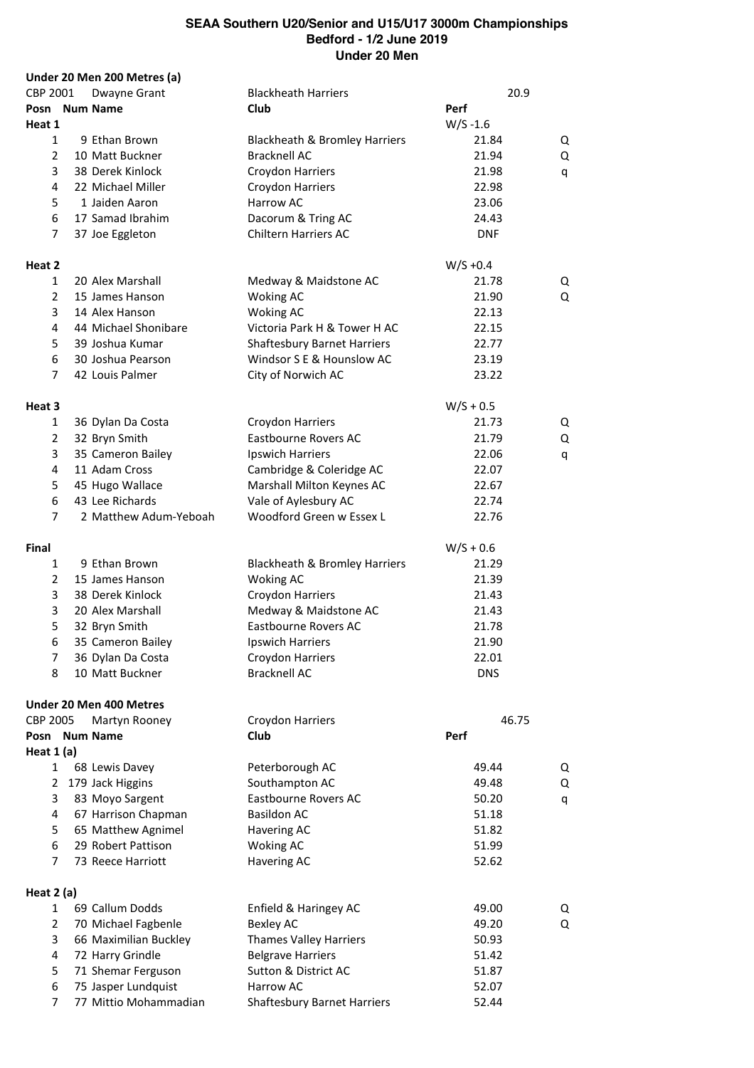# SEAA Southern U20/Senior and U15/U17 3000m Championships
## Bedford - 1/2 June 2019
## Under 20 Men

### Under 20 Men 200 Metres (a)

CBP 2001 Dwayne Grant — Blackheath Harriers — 20.9

| Posn | Num | Name | Club | Perf | |
|---|---|---|---|---|---|
| **Heat 1** | | | | W/S -1.6 | |
| 1 | 9 | Ethan Brown | Blackheath & Bromley Harriers | 21.84 | Q |
| 2 | 10 | Matt Buckner | Bracknell AC | 21.94 | Q |
| 3 | 38 | Derek Kinlock | Croydon Harriers | 21.98 | q |
| 4 | 22 | Michael Miller | Croydon Harriers | 22.98 | |
| 5 | 1 | Jaiden Aaron | Harrow AC | 23.06 | |
| 6 | 17 | Samad Ibrahim | Dacorum & Tring AC | 24.43 | |
| 7 | 37 | Joe Eggleton | Chiltern Harriers AC | DNF | |
| **Heat 2** | | | | W/S +0.4 | |
| 1 | 20 | Alex Marshall | Medway & Maidstone AC | 21.78 | Q |
| 2 | 15 | James Hanson | Woking AC | 21.90 | Q |
| 3 | 14 | Alex Hanson | Woking AC | 22.13 | |
| 4 | 44 | Michael Shonibare | Victoria Park H & Tower H AC | 22.15 | |
| 5 | 39 | Joshua Kumar | Shaftesbury Barnet Harriers | 22.77 | |
| 6 | 30 | Joshua Pearson | Windsor S E & Hounslow AC | 23.19 | |
| 7 | 42 | Louis Palmer | City of Norwich AC | 23.22 | |
| **Heat 3** | | | | W/S + 0.5 | |
| 1 | 36 | Dylan Da Costa | Croydon Harriers | 21.73 | Q |
| 2 | 32 | Bryn Smith | Eastbourne Rovers AC | 21.79 | Q |
| 3 | 35 | Cameron Bailey | Ipswich Harriers | 22.06 | q |
| 4 | 11 | Adam Cross | Cambridge & Coleridge AC | 22.07 | |
| 5 | 45 | Hugo Wallace | Marshall Milton Keynes AC | 22.67 | |
| 6 | 43 | Lee Richards | Vale of Aylesbury AC | 22.74 | |
| 7 | 2 | Matthew Adum-Yeboah | Woodford Green w Essex L | 22.76 | |
| **Final** | | | | W/S + 0.6 | |
| 1 | 9 | Ethan Brown | Blackheath & Bromley Harriers | 21.29 | |
| 2 | 15 | James Hanson | Woking AC | 21.39 | |
| 3 | 38 | Derek Kinlock | Croydon Harriers | 21.43 | |
| 3 | 20 | Alex Marshall | Medway & Maidstone AC | 21.43 | |
| 5 | 32 | Bryn Smith | Eastbourne Rovers AC | 21.78 | |
| 6 | 35 | Cameron Bailey | Ipswich Harriers | 21.90 | |
| 7 | 36 | Dylan Da Costa | Croydon Harriers | 22.01 | |
| 8 | 10 | Matt Buckner | Bracknell AC | DNS | |

### Under 20 Men 400 Metres

CBP 2005 Martyn Rooney — Croydon Harriers — 46.75

| Posn | Num | Name | Club | Perf | |
|---|---|---|---|---|---|
| **Heat 1 (a)** | | | | | |
| 1 | 68 | Lewis Davey | Peterborough AC | 49.44 | Q |
| 2 | 179 | Jack Higgins | Southampton AC | 49.48 | Q |
| 3 | 83 | Moyo Sargent | Eastbourne Rovers AC | 50.20 | q |
| 4 | 67 | Harrison Chapman | Basildon AC | 51.18 | |
| 5 | 65 | Matthew Agnimel | Havering AC | 51.82 | |
| 6 | 29 | Robert Pattison | Woking AC | 51.99 | |
| 7 | 73 | Reece Harriott | Havering AC | 52.62 | |
| **Heat 2 (a)** | | | | | |
| 1 | 69 | Callum Dodds | Enfield & Haringey AC | 49.00 | Q |
| 2 | 70 | Michael Fagbenle | Bexley AC | 49.20 | Q |
| 3 | 66 | Maximilian Buckley | Thames Valley Harriers | 50.93 | |
| 4 | 72 | Harry Grindle | Belgrave Harriers | 51.42 | |
| 5 | 71 | Shemar Ferguson | Sutton & District AC | 51.87 | |
| 6 | 75 | Jasper Lundquist | Harrow AC | 52.07 | |
| 7 | 77 | Mittio Mohammadian | Shaftesbury Barnet Harriers | 52.44 | |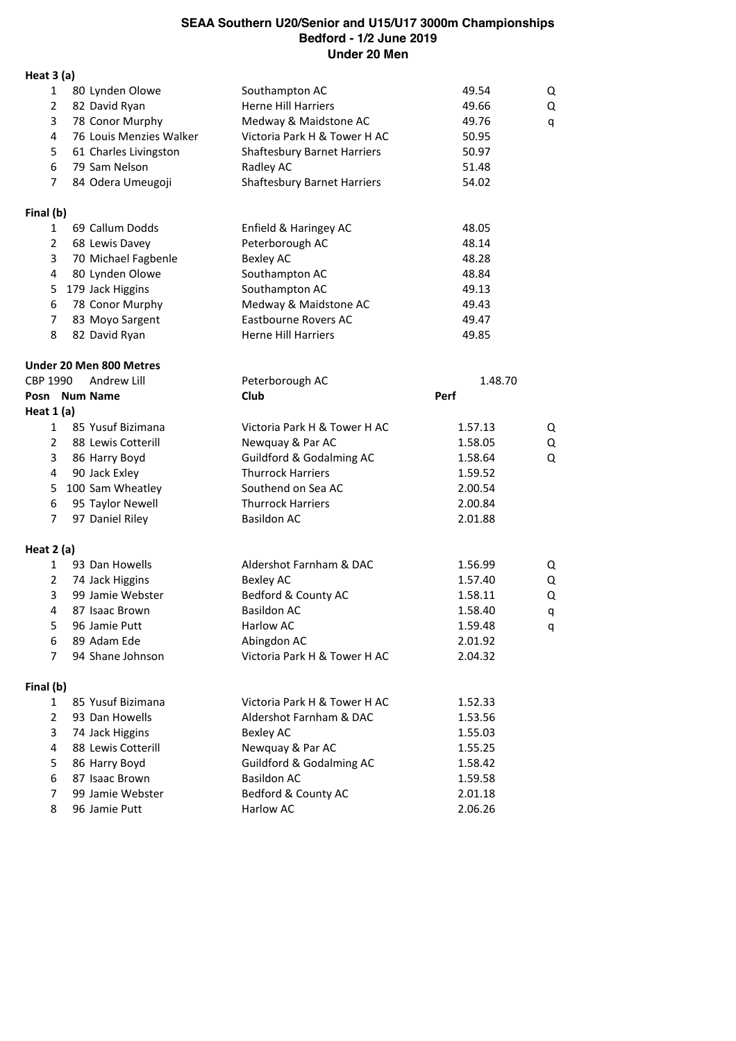# SEAA Southern U20/Senior and U15/U17 3000m Championships
## Bedford - 1/2 June 2019
## Under 20 Men

**Heat 3 (a)**

| Posn | Num | Name | Club | Perf | |
|---|---|---|---|---|---|
| 1 | 80 | Lynden Olowe | Southampton AC | 49.54 | Q |
| 2 | 82 | David Ryan | Herne Hill Harriers | 49.66 | Q |
| 3 | 78 | Conor Murphy | Medway & Maidstone AC | 49.76 | q |
| 4 | 76 | Louis Menzies Walker | Victoria Park H & Tower H AC | 50.95 | |
| 5 | 61 | Charles Livingston | Shaftesbury Barnet Harriers | 50.97 | |
| 6 | 79 | Sam Nelson | Radley AC | 51.48 | |
| 7 | 84 | Odera Umeugoji | Shaftesbury Barnet Harriers | 54.02 | |

**Final (b)**

| Posn | Num | Name | Club | Perf |
|---|---|---|---|---|
| 1 | 69 | Callum Dodds | Enfield & Haringey AC | 48.05 |
| 2 | 68 | Lewis Davey | Peterborough AC | 48.14 |
| 3 | 70 | Michael Fagbenle | Bexley AC | 48.28 |
| 4 | 80 | Lynden Olowe | Southampton AC | 48.84 |
| 5 | 179 | Jack Higgins | Southampton AC | 49.13 |
| 6 | 78 | Conor Murphy | Medway & Maidstone AC | 49.43 |
| 7 | 83 | Moyo Sargent | Eastbourne Rovers AC | 49.47 |
| 8 | 82 | David Ryan | Herne Hill Harriers | 49.85 |

**Under 20 Men 800 Metres**

CBP 1990 Andrew Lill — Peterborough AC — 1.48.70

**Heat 1 (a)**

| Posn | Num | Name | Club | Perf | |
|---|---|---|---|---|---|
| 1 | 85 | Yusuf Bizimana | Victoria Park H & Tower H AC | 1.57.13 | Q |
| 2 | 88 | Lewis Cotterill | Newquay & Par AC | 1.58.05 | Q |
| 3 | 86 | Harry Boyd | Guildford & Godalming AC | 1.58.64 | Q |
| 4 | 90 | Jack Exley | Thurrock Harriers | 1.59.52 | |
| 5 | 100 | Sam Wheatley | Southend on Sea AC | 2.00.54 | |
| 6 | 95 | Taylor Newell | Thurrock Harriers | 2.00.84 | |
| 7 | 97 | Daniel Riley | Basildon AC | 2.01.88 | |

**Heat 2 (a)**

| Posn | Num | Name | Club | Perf | |
|---|---|---|---|---|---|
| 1 | 93 | Dan Howells | Aldershot Farnham & DAC | 1.56.99 | Q |
| 2 | 74 | Jack Higgins | Bexley AC | 1.57.40 | Q |
| 3 | 99 | Jamie Webster | Bedford & County AC | 1.58.11 | Q |
| 4 | 87 | Isaac Brown | Basildon AC | 1.58.40 | q |
| 5 | 96 | Jamie Putt | Harlow AC | 1.59.48 | q |
| 6 | 89 | Adam Ede | Abingdon AC | 2.01.92 | |
| 7 | 94 | Shane Johnson | Victoria Park H & Tower H AC | 2.04.32 | |

**Final (b)**

| Posn | Num | Name | Club | Perf |
|---|---|---|---|---|
| 1 | 85 | Yusuf Bizimana | Victoria Park H & Tower H AC | 1.52.33 |
| 2 | 93 | Dan Howells | Aldershot Farnham & DAC | 1.53.56 |
| 3 | 74 | Jack Higgins | Bexley AC | 1.55.03 |
| 4 | 88 | Lewis Cotterill | Newquay & Par AC | 1.55.25 |
| 5 | 86 | Harry Boyd | Guildford & Godalming AC | 1.58.42 |
| 6 | 87 | Isaac Brown | Basildon AC | 1.59.58 |
| 7 | 99 | Jamie Webster | Bedford & County AC | 2.01.18 |
| 8 | 96 | Jamie Putt | Harlow AC | 2.06.26 |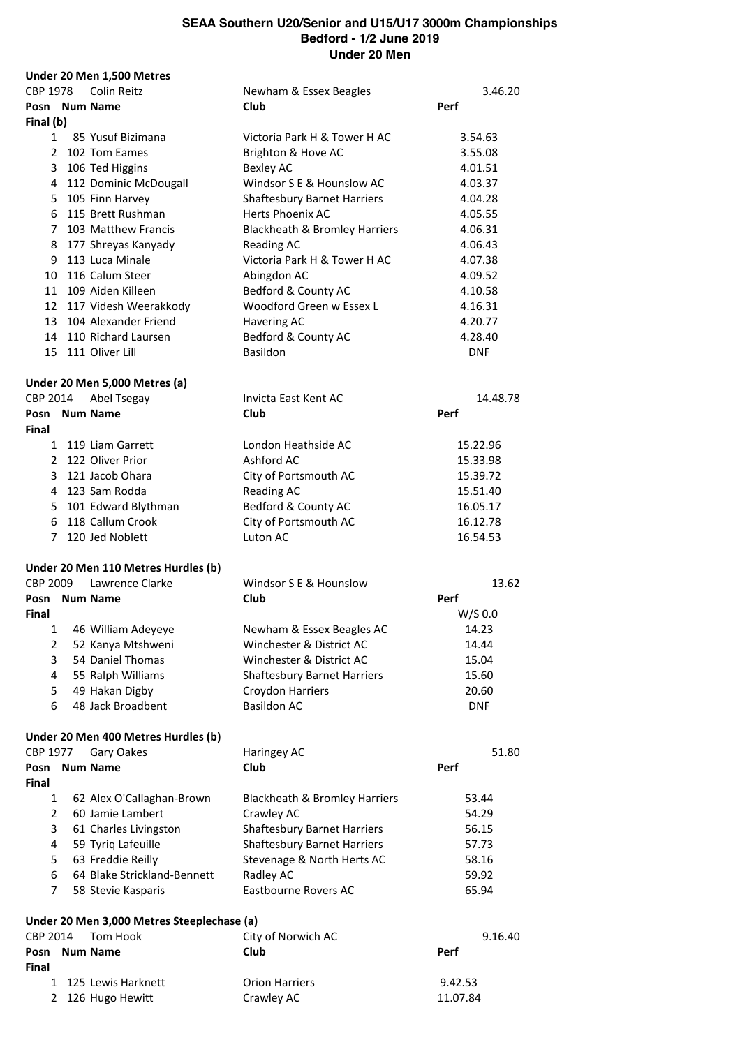# SEAA Southern U20/Senior and U15/U17 3000m Championships
## Bedford - 1/2 June 2019
## Under 20 Men

### Under 20 Men 1,500 Metres

CBP 1978 Colin Reitz — Newham & Essex Beagles — 3.46.20

**Final (b)**

| Posn | Num | Name | Club | Perf |
|---|---|---|---|---|
| 1 | 85 | Yusuf Bizimana | Victoria Park H & Tower H AC | 3.54.63 |
| 2 | 102 | Tom Eames | Brighton & Hove AC | 3.55.08 |
| 3 | 106 | Ted Higgins | Bexley AC | 4.01.51 |
| 4 | 112 | Dominic McDougall | Windsor S E & Hounslow AC | 4.03.37 |
| 5 | 105 | Finn Harvey | Shaftesbury Barnet Harriers | 4.04.28 |
| 6 | 115 | Brett Rushman | Herts Phoenix AC | 4.05.55 |
| 7 | 103 | Matthew Francis | Blackheath & Bromley Harriers | 4.06.31 |
| 8 | 177 | Shreyas Kanyady | Reading AC | 4.06.43 |
| 9 | 113 | Luca Minale | Victoria Park H & Tower H AC | 4.07.38 |
| 10 | 116 | Calum Steer | Abingdon AC | 4.09.52 |
| 11 | 109 | Aiden Killeen | Bedford & County AC | 4.10.58 |
| 12 | 117 | Videsh Weerakkody | Woodford Green w Essex L | 4.16.31 |
| 13 | 104 | Alexander Friend | Havering AC | 4.20.77 |
| 14 | 110 | Richard Laursen | Bedford & County AC | 4.28.40 |
| 15 | 111 | Oliver Lill | Basildon | DNF |

### Under 20 Men 5,000 Metres (a)

CBP 2014 Abel Tsegay — Invicta East Kent AC — 14.48.78

**Final**

| Posn | Num | Name | Club | Perf |
|---|---|---|---|---|
| 1 | 119 | Liam Garrett | London Heathside AC | 15.22.96 |
| 2 | 122 | Oliver Prior | Ashford AC | 15.33.98 |
| 3 | 121 | Jacob Ohara | City of Portsmouth AC | 15.39.72 |
| 4 | 123 | Sam Rodda | Reading AC | 15.51.40 |
| 5 | 101 | Edward Blythman | Bedford & County AC | 16.05.17 |
| 6 | 118 | Callum Crook | City of Portsmouth AC | 16.12.78 |
| 7 | 120 | Jed Noblett | Luton AC | 16.54.53 |

### Under 20 Men 110 Metres Hurdles (b)

CBP 2009 Lawrence Clarke — Windsor S E & Hounslow — 13.62

**Final** — W/S 0.0

| Posn | Num | Name | Club | Perf |
|---|---|---|---|---|
| 1 | 46 | William Adeyeye | Newham & Essex Beagles AC | 14.23 |
| 2 | 52 | Kanya Mtshweni | Winchester & District AC | 14.44 |
| 3 | 54 | Daniel Thomas | Winchester & District AC | 15.04 |
| 4 | 55 | Ralph Williams | Shaftesbury Barnet Harriers | 15.60 |
| 5 | 49 | Hakan Digby | Croydon Harriers | 20.60 |
| 6 | 48 | Jack Broadbent | Basildon AC | DNF |

### Under 20 Men 400 Metres Hurdles (b)

CBP 1977 Gary Oakes — Haringey AC — 51.80

**Final**

| Posn | Num | Name | Club | Perf |
|---|---|---|---|---|
| 1 | 62 | Alex O'Callaghan-Brown | Blackheath & Bromley Harriers | 53.44 |
| 2 | 60 | Jamie Lambert | Crawley AC | 54.29 |
| 3 | 61 | Charles Livingston | Shaftesbury Barnet Harriers | 56.15 |
| 4 | 59 | Tyriq Lafeuille | Shaftesbury Barnet Harriers | 57.73 |
| 5 | 63 | Freddie Reilly | Stevenage & North Herts AC | 58.16 |
| 6 | 64 | Blake Strickland-Bennett | Radley AC | 59.92 |
| 7 | 58 | Stevie Kasparis | Eastbourne Rovers AC | 65.94 |

### Under 20 Men 3,000 Metres Steeplechase (a)

CBP 2014 Tom Hook — City of Norwich AC — 9.16.40

**Final**

| Posn | Num | Name | Club | Perf |
|---|---|---|---|---|
| 1 | 125 | Lewis Harknett | Orion Harriers | 9.42.53 |
| 2 | 126 | Hugo Hewitt | Crawley AC | 11.07.84 |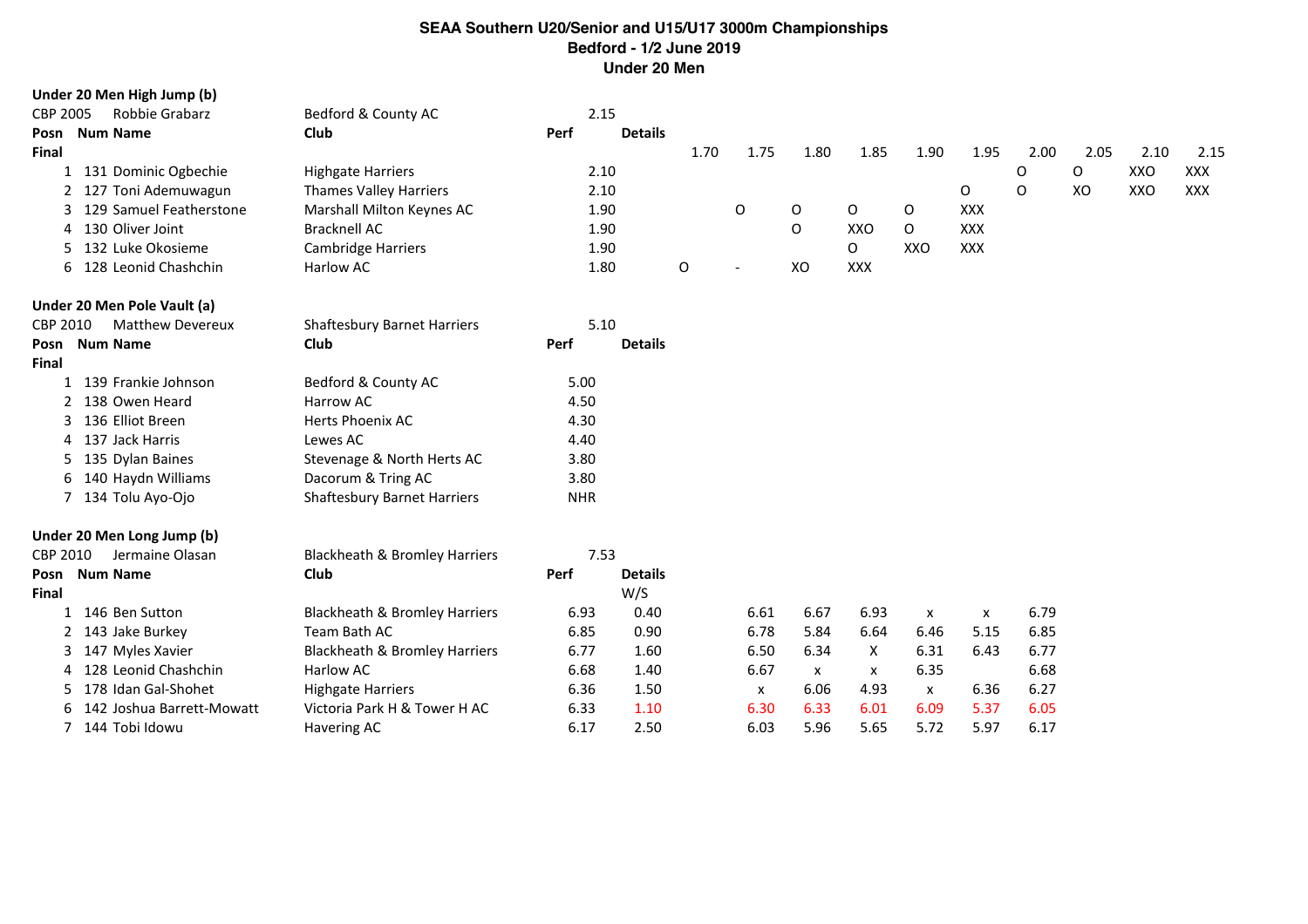# SEAA Southern U20/Senior and U15/U17 3000m Championships
## Bedford - 1/2 June 2019
## Under 20 Men

### Under 20 Men High Jump (b)

CBP 2005 Robbie Grabarz — Bedford & County AC — 2.15

**Final**

| Posn | Num | Name | Club | Perf | 1.70 | 1.75 | 1.80 | 1.85 | 1.90 | 1.95 | 2.00 | 2.05 | 2.10 | 2.15 |
|---|---|---|---|---|---|---|---|---|---|---|---|---|---|---|
| 1 | 131 | Dominic Ogbechie | Highgate Harriers | 2.10 | | | | | | | O | O | XXO | XXX |
| 2 | 127 | Toni Ademuwagun | Thames Valley Harriers | 2.10 | | | | | | O | O | XO | XXO | XXX |
| 3 | 129 | Samuel Featherstone | Marshall Milton Keynes AC | 1.90 | | O | O | O | O | XXX | | | | |
| 4 | 130 | Oliver Joint | Bracknell AC | 1.90 | | | O | XXO | O | XXX | | | | |
| 5 | 132 | Luke Okosieme | Cambridge Harriers | 1.90 | | | | O | XXO | XXX | | | | |
| 6 | 128 | Leonid Chashchin | Harlow AC | 1.80 | O | - | XO | XXX | | | | | | |

### Under 20 Men Pole Vault (a)

CBP 2010 Matthew Devereux — Shaftesbury Barnet Harriers — 5.10

**Final**

| Posn | Num | Name | Club | Perf | Details |
|---|---|---|---|---|---|
| 1 | 139 | Frankie Johnson | Bedford & County AC | 5.00 | |
| 2 | 138 | Owen Heard | Harrow AC | 4.50 | |
| 3 | 136 | Elliot Breen | Herts Phoenix AC | 4.30 | |
| 4 | 137 | Jack Harris | Lewes AC | 4.40 | |
| 5 | 135 | Dylan Baines | Stevenage & North Herts AC | 3.80 | |
| 6 | 140 | Haydn Williams | Dacorum & Tring AC | 3.80 | |
| 7 | 134 | Tolu Ayo-Ojo | Shaftesbury Barnet Harriers | NHR | |

### Under 20 Men Long Jump (b)

CBP 2010 Jermaine Olasan — Blackheath & Bromley Harriers — 7.53

**Final**

| Posn | Num | Name | Club | Perf | Details W/S | 1 | 2 | 3 | 4 | 5 | 6 |
|---|---|---|---|---|---|---|---|---|---|---|---|
| 1 | 146 | Ben Sutton | Blackheath & Bromley Harriers | 6.93 | 0.40 | 6.61 | 6.67 | 6.93 | x | x | 6.79 |
| 2 | 143 | Jake Burkey | Team Bath AC | 6.85 | 0.90 | 6.78 | 5.84 | 6.64 | 6.46 | 5.15 | 6.85 |
| 3 | 147 | Myles Xavier | Blackheath & Bromley Harriers | 6.77 | 1.60 | 6.50 | 6.34 | X | 6.31 | 6.43 | 6.77 |
| 4 | 128 | Leonid Chashchin | Harlow AC | 6.68 | 1.40 | 6.67 | x | x | 6.35 | | 6.68 |
| 5 | 178 | Idan Gal-Shohet | Highgate Harriers | 6.36 | 1.50 | x | 6.06 | 4.93 | x | 6.36 | 6.27 |
| 6 | 142 | Joshua Barrett-Mowatt | Victoria Park H & Tower H AC | 6.33 | 1.10 | 6.30 | 6.33 | 6.01 | 6.09 | 5.37 | 6.05 |
| 7 | 144 | Tobi Idowu | Havering AC | 6.17 | 2.50 | 6.03 | 5.96 | 5.65 | 5.72 | 5.97 | 6.17 |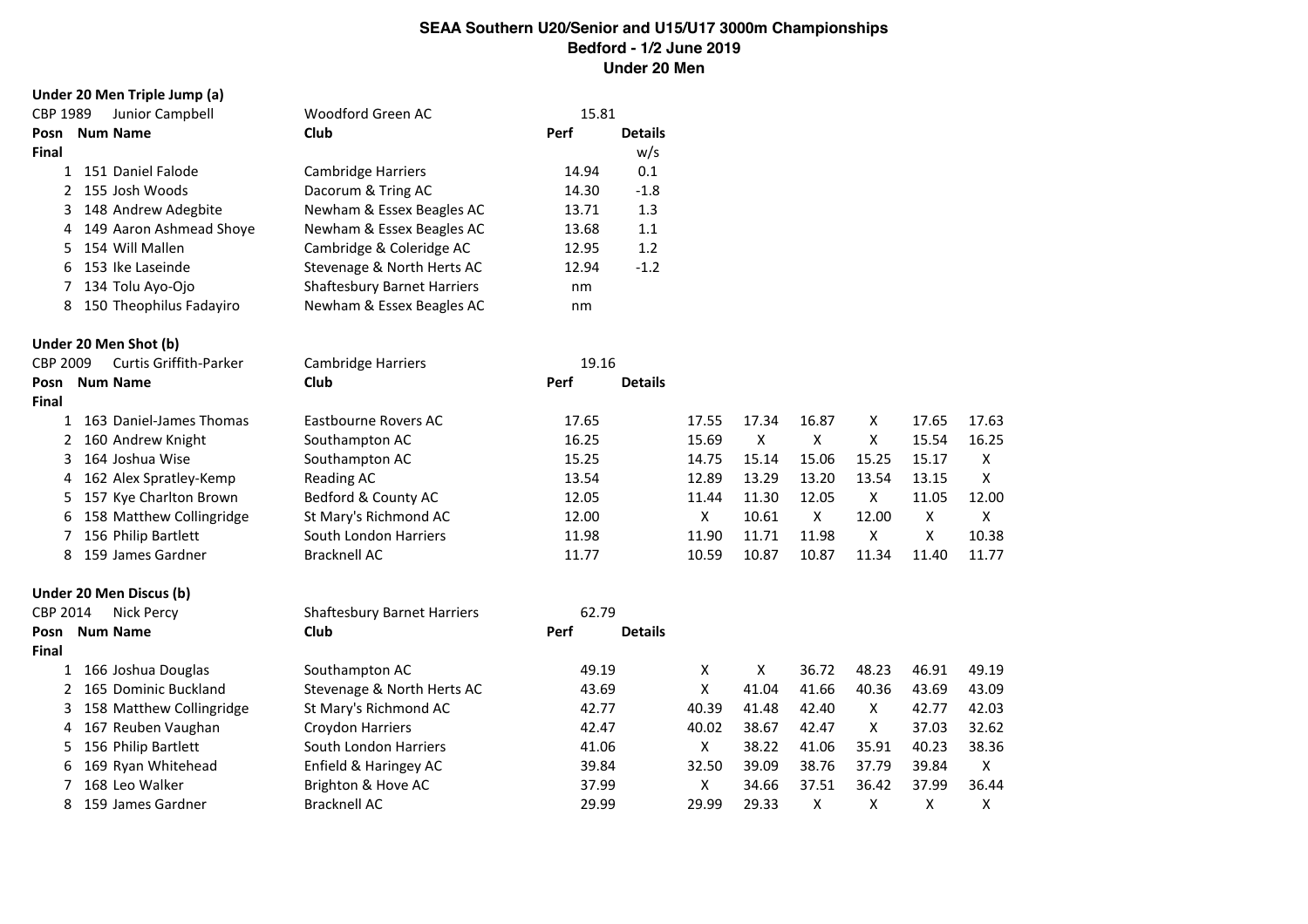# SEAA Southern U20/Senior and U15/U17 3000m Championships
## Bedford - 1/2 June 2019
## Under 20 Men

### Under 20 Men Triple Jump (a)

CBP 1989 Junior Campbell — Woodford Green AC — 15.81

| Posn | Num | Name | Club | Perf | Details |
|---|---|---|---|---|---|
| **Final** | | | | | w/s |
| 1 | 151 | Daniel Falode | Cambridge Harriers | 14.94 | 0.1 |
| 2 | 155 | Josh Woods | Dacorum & Tring AC | 14.30 | -1.8 |
| 3 | 148 | Andrew Adegbite | Newham & Essex Beagles AC | 13.71 | 1.3 |
| 4 | 149 | Aaron Ashmead Shoye | Newham & Essex Beagles AC | 13.68 | 1.1 |
| 5 | 154 | Will Mallen | Cambridge & Coleridge AC | 12.95 | 1.2 |
| 6 | 153 | Ike Laseinde | Stevenage & North Herts AC | 12.94 | -1.2 |
| 7 | 134 | Tolu Ayo-Ojo | Shaftesbury Barnet Harriers | nm | |
| 8 | 150 | Theophilus Fadayiro | Newham & Essex Beagles AC | nm | |

### Under 20 Men Shot (b)

CBP 2009 Curtis Griffith-Parker — Cambridge Harriers — 19.16

| Posn | Num | Name | Club | Perf | Details | | | | | |
|---|---|---|---|---|---|---|---|---|---|---|
| **Final** | | | | | | | | | | |
| 1 | 163 | Daniel-James Thomas | Eastbourne Rovers AC | 17.65 | 17.55 | 17.34 | 16.87 | X | 17.65 | 17.63 |
| 2 | 160 | Andrew Knight | Southampton AC | 16.25 | 15.69 | X | X | X | 15.54 | 16.25 |
| 3 | 164 | Joshua Wise | Southampton AC | 15.25 | 14.75 | 15.14 | 15.06 | 15.25 | 15.17 | X |
| 4 | 162 | Alex Spratley-Kemp | Reading AC | 13.54 | 12.89 | 13.29 | 13.20 | 13.54 | 13.15 | X |
| 5 | 157 | Kye Charlton Brown | Bedford & County AC | 12.05 | 11.44 | 11.30 | 12.05 | X | 11.05 | 12.00 |
| 6 | 158 | Matthew Collingridge | St Mary's Richmond AC | 12.00 | X | 10.61 | X | 12.00 | X | X |
| 7 | 156 | Philip Bartlett | South London Harriers | 11.98 | 11.90 | 11.71 | 11.98 | X | X | 10.38 |
| 8 | 159 | James Gardner | Bracknell AC | 11.77 | 10.59 | 10.87 | 10.87 | 11.34 | 11.40 | 11.77 |

### Under 20 Men Discus (b)

CBP 2014 Nick Percy — Shaftesbury Barnet Harriers — 62.79

| Posn | Num | Name | Club | Perf | Details | | | | | |
|---|---|---|---|---|---|---|---|---|---|---|
| **Final** | | | | | | | | | | |
| 1 | 166 | Joshua Douglas | Southampton AC | 49.19 | X | X | 36.72 | 48.23 | 46.91 | 49.19 |
| 2 | 165 | Dominic Buckland | Stevenage & North Herts AC | 43.69 | X | 41.04 | 41.66 | 40.36 | 43.69 | 43.09 |
| 3 | 158 | Matthew Collingridge | St Mary's Richmond AC | 42.77 | 40.39 | 41.48 | 42.40 | X | 42.77 | 42.03 |
| 4 | 167 | Reuben Vaughan | Croydon Harriers | 42.47 | 40.02 | 38.67 | 42.47 | X | 37.03 | 32.62 |
| 5 | 156 | Philip Bartlett | South London Harriers | 41.06 | X | 38.22 | 41.06 | 35.91 | 40.23 | 38.36 |
| 6 | 169 | Ryan Whitehead | Enfield & Haringey AC | 39.84 | 32.50 | 39.09 | 38.76 | 37.79 | 39.84 | X |
| 7 | 168 | Leo Walker | Brighton & Hove AC | 37.99 | X | 34.66 | 37.51 | 36.42 | 37.99 | 36.44 |
| 8 | 159 | James Gardner | Bracknell AC | 29.99 | 29.99 | 29.33 | X | X | X | X |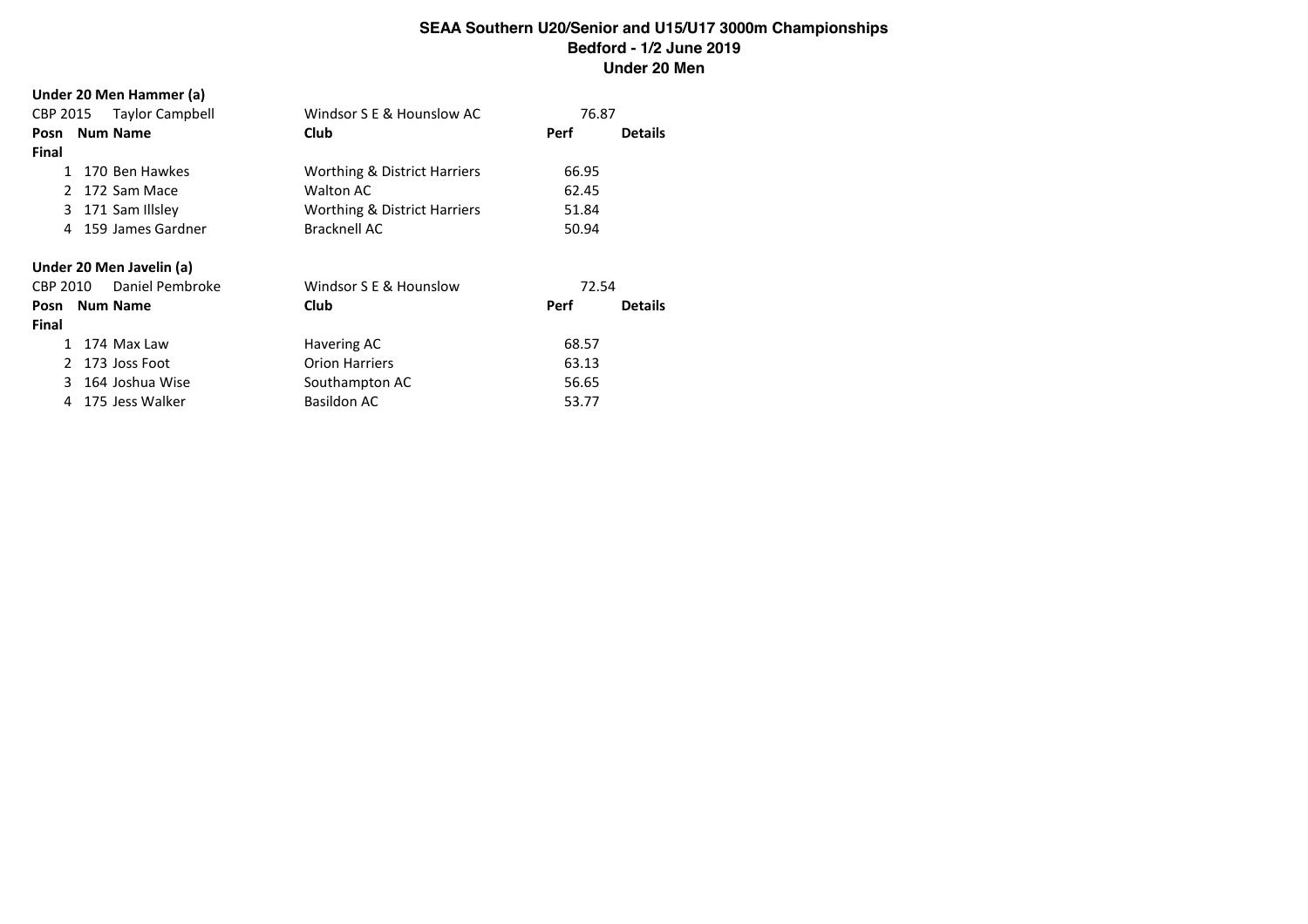# SEAA Southern U20/Senior and U15/U17 3000m Championships

## Bedford - 1/2 June 2019

## Under 20 Men

### Under 20 Men Hammer (a)

CBP 2015 Taylor Campbell — Windsor S E & Hounslow AC — 76.87

| Posn | Num | Name | Club | Perf | Details |
|---|---|---|---|---|---|
| **Final** | | | | | |
| 1 | 170 | Ben Hawkes | Worthing & District Harriers | 66.95 | |
| 2 | 172 | Sam Mace | Walton AC | 62.45 | |
| 3 | 171 | Sam Illsley | Worthing & District Harriers | 51.84 | |
| 4 | 159 | James Gardner | Bracknell AC | 50.94 | |

### Under 20 Men Javelin (a)

CBP 2010 Daniel Pembroke — Windsor S E & Hounslow — 72.54

| Posn | Num | Name | Club | Perf | Details |
|---|---|---|---|---|---|
| **Final** | | | | | |
| 1 | 174 | Max Law | Havering AC | 68.57 | |
| 2 | 173 | Joss Foot | Orion Harriers | 63.13 | |
| 3 | 164 | Joshua Wise | Southampton AC | 56.65 | |
| 4 | 175 | Jess Walker | Basildon AC | 53.77 | |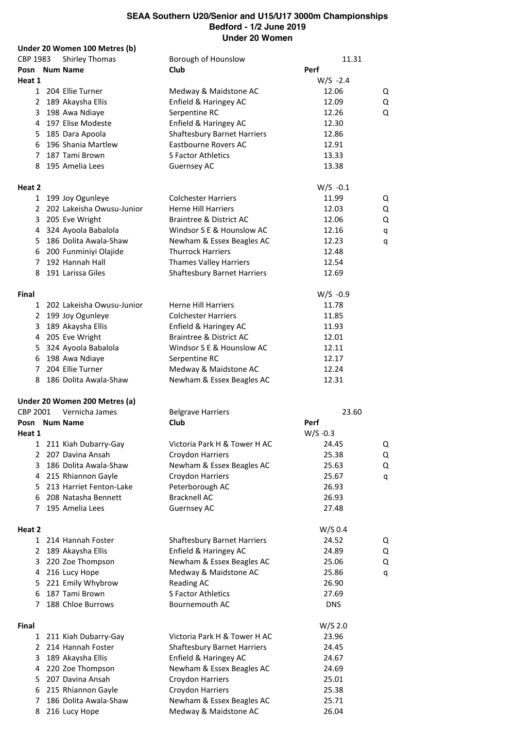# SEAA Southern U20/Senior and U15/U17 3000m Championships
## Bedford - 1/2 June 2019
## Under 20 Women

### Under 20 Women 100 Metres (b)

CBP 1983 Shirley Thomas — Borough of Hounslow — 11.31

| Posn | Num | Name | Club | Perf | |
|---|---|---|---|---|---|
| **Heat 1** | | | | W/S -2.4 | |
| 1 | 204 | Ellie Turner | Medway & Maidstone AC | 12.06 | Q |
| 2 | 189 | Akaysha Ellis | Enfield & Haringey AC | 12.09 | Q |
| 3 | 198 | Awa Ndiaye | Serpentine RC | 12.26 | Q |
| 4 | 197 | Elise Modeste | Enfield & Haringey AC | 12.30 | |
| 5 | 185 | Dara Apoola | Shaftesbury Barnet Harriers | 12.86 | |
| 6 | 196 | Shania Martlew | Eastbourne Rovers AC | 12.91 | |
| 7 | 187 | Tami Brown | S Factor Athletics | 13.33 | |
| 8 | 195 | Amelia Lees | Guernsey AC | 13.38 | |
| **Heat 2** | | | | W/S -0.1 | |
| 1 | 199 | Joy Ogunleye | Colchester Harriers | 11.99 | Q |
| 2 | 202 | Lakeisha Owusu-Junior | Herne Hill Harriers | 12.03 | Q |
| 3 | 205 | Eve Wright | Braintree & District AC | 12.06 | Q |
| 4 | 324 | Ayoola Babalola | Windsor S E & Hounslow AC | 12.16 | q |
| 5 | 186 | Dolita Awala-Shaw | Newham & Essex Beagles AC | 12.23 | q |
| 6 | 200 | Funminiyi Olajide | Thurrock Harriers | 12.48 | |
| 7 | 192 | Hannah Hall | Thames Valley Harriers | 12.54 | |
| 8 | 191 | Larissa Giles | Shaftesbury Barnet Harriers | 12.69 | |
| **Final** | | | | W/S -0.9 | |
| 1 | 202 | Lakeisha Owusu-Junior | Herne Hill Harriers | 11.78 | |
| 2 | 199 | Joy Ogunleye | Colchester Harriers | 11.85 | |
| 3 | 189 | Akaysha Ellis | Enfield & Haringey AC | 11.93 | |
| 4 | 205 | Eve Wright | Braintree & District AC | 12.01 | |
| 5 | 324 | Ayoola Babalola | Windsor S E & Hounslow AC | 12.11 | |
| 6 | 198 | Awa Ndiaye | Serpentine RC | 12.17 | |
| 7 | 204 | Ellie Turner | Medway & Maidstone AC | 12.24 | |
| 8 | 186 | Dolita Awala-Shaw | Newham & Essex Beagles AC | 12.31 | |

### Under 20 Women 200 Metres (a)

CBP 2001 Vernicha James — Belgrave Harriers — 23.60

| Posn | Num | Name | Club | Perf | |
|---|---|---|---|---|---|
| **Heat 1** | | | | W/S -0.3 | |
| 1 | 211 | Kiah Dubarry-Gay | Victoria Park H & Tower H AC | 24.45 | Q |
| 2 | 207 | Davina Ansah | Croydon Harriers | 25.38 | Q |
| 3 | 186 | Dolita Awala-Shaw | Newham & Essex Beagles AC | 25.63 | Q |
| 4 | 215 | Rhiannon Gayle | Croydon Harriers | 25.67 | q |
| 5 | 213 | Harriet Fenton-Lake | Peterborough AC | 26.93 | |
| 6 | 208 | Natasha Bennett | Bracknell AC | 26.93 | |
| 7 | 195 | Amelia Lees | Guernsey AC | 27.48 | |
| **Heat 2** | | | | W/S 0.4 | |
| 1 | 214 | Hannah Foster | Shaftesbury Barnet Harriers | 24.52 | Q |
| 2 | 189 | Akaysha Ellis | Enfield & Haringey AC | 24.89 | Q |
| 3 | 220 | Zoe Thompson | Newham & Essex Beagles AC | 25.06 | Q |
| 4 | 216 | Lucy Hope | Medway & Maidstone AC | 25.86 | q |
| 5 | 221 | Emily Whybrow | Reading AC | 26.90 | |
| 6 | 187 | Tami Brown | S Factor Athletics | 27.69 | |
| 7 | 188 | Chloe Burrows | Bournemouth AC | DNS | |
| **Final** | | | | W/S 2.0 | |
| 1 | 211 | Kiah Dubarry-Gay | Victoria Park H & Tower H AC | 23.96 | |
| 2 | 214 | Hannah Foster | Shaftesbury Barnet Harriers | 24.45 | |
| 3 | 189 | Akaysha Ellis | Enfield & Haringey AC | 24.67 | |
| 4 | 220 | Zoe Thompson | Newham & Essex Beagles AC | 24.69 | |
| 5 | 207 | Davina Ansah | Croydon Harriers | 25.01 | |
| 6 | 215 | Rhiannon Gayle | Croydon Harriers | 25.38 | |
| 7 | 186 | Dolita Awala-Shaw | Newham & Essex Beagles AC | 25.71 | |
| 8 | 216 | Lucy Hope | Medway & Maidstone AC | 26.04 | |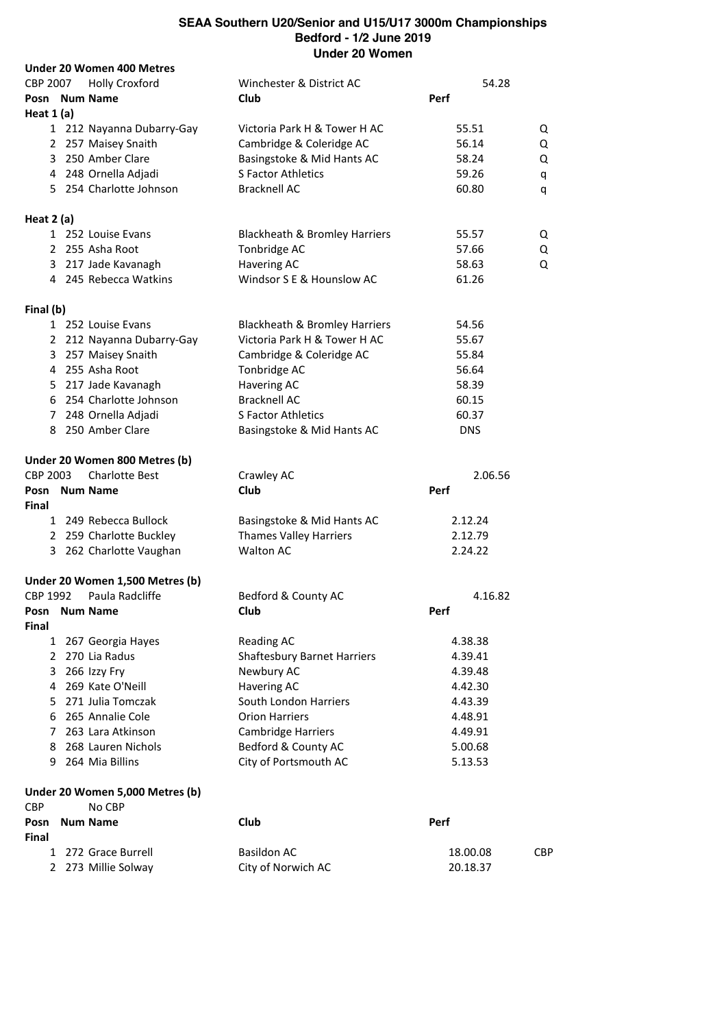# SEAA Southern U20/Senior and U15/U17 3000m Championships
## Bedford - 1/2 June 2019
## Under 20 Women

### Under 20 Women 400 Metres

CBP 2007 Holly Croxford — Winchester & District AC — 54.28

| Posn | Num | Name | Club | Perf | |
|---|---|---|---|---|---|
| **Heat 1 (a)** | | | | | |
| 1 | 212 | Nayanna Dubarry-Gay | Victoria Park H & Tower H AC | 55.51 | Q |
| 2 | 257 | Maisey Snaith | Cambridge & Coleridge AC | 56.14 | Q |
| 3 | 250 | Amber Clare | Basingstoke & Mid Hants AC | 58.24 | Q |
| 4 | 248 | Ornella Adjadi | S Factor Athletics | 59.26 | q |
| 5 | 254 | Charlotte Johnson | Bracknell AC | 60.80 | q |
| **Heat 2 (a)** | | | | | |
| 1 | 252 | Louise Evans | Blackheath & Bromley Harriers | 55.57 | Q |
| 2 | 255 | Asha Root | Tonbridge AC | 57.66 | Q |
| 3 | 217 | Jade Kavanagh | Havering AC | 58.63 | Q |
| 4 | 245 | Rebecca Watkins | Windsor S E & Hounslow AC | 61.26 | |
| **Final (b)** | | | | | |
| 1 | 252 | Louise Evans | Blackheath & Bromley Harriers | 54.56 | |
| 2 | 212 | Nayanna Dubarry-Gay | Victoria Park H & Tower H AC | 55.67 | |
| 3 | 257 | Maisey Snaith | Cambridge & Coleridge AC | 55.84 | |
| 4 | 255 | Asha Root | Tonbridge AC | 56.64 | |
| 5 | 217 | Jade Kavanagh | Havering AC | 58.39 | |
| 6 | 254 | Charlotte Johnson | Bracknell AC | 60.15 | |
| 7 | 248 | Ornella Adjadi | S Factor Athletics | 60.37 | |
| 8 | 250 | Amber Clare | Basingstoke & Mid Hants AC | DNS | |

### Under 20 Women 800 Metres (b)

CBP 2003 Charlotte Best — Crawley AC — 2.06.56

| Posn | Num | Name | Club | Perf |
|---|---|---|---|---|
| **Final** | | | | |
| 1 | 249 | Rebecca Bullock | Basingstoke & Mid Hants AC | 2.12.24 |
| 2 | 259 | Charlotte Buckley | Thames Valley Harriers | 2.12.79 |
| 3 | 262 | Charlotte Vaughan | Walton AC | 2.24.22 |

### Under 20 Women 1,500 Metres (b)

CBP 1992 Paula Radcliffe — Bedford & County AC — 4.16.82

| Posn | Num | Name | Club | Perf |
|---|---|---|---|---|
| **Final** | | | | |
| 1 | 267 | Georgia Hayes | Reading AC | 4.38.38 |
| 2 | 270 | Lia Radus | Shaftesbury Barnet Harriers | 4.39.41 |
| 3 | 266 | Izzy Fry | Newbury AC | 4.39.48 |
| 4 | 269 | Kate O'Neill | Havering AC | 4.42.30 |
| 5 | 271 | Julia Tomczak | South London Harriers | 4.43.39 |
| 6 | 265 | Annalie Cole | Orion Harriers | 4.48.91 |
| 7 | 263 | Lara Atkinson | Cambridge Harriers | 4.49.91 |
| 8 | 268 | Lauren Nichols | Bedford & County AC | 5.00.68 |
| 9 | 264 | Mia Billins | City of Portsmouth AC | 5.13.53 |

### Under 20 Women 5,000 Metres (b)

CBP No CBP

| Posn | Num | Name | Club | Perf | |
|---|---|---|---|---|---|
| **Final** | | | | | |
| 1 | 272 | Grace Burrell | Basildon AC | 18.00.08 | CBP |
| 2 | 273 | Millie Solway | City of Norwich AC | 20.18.37 | |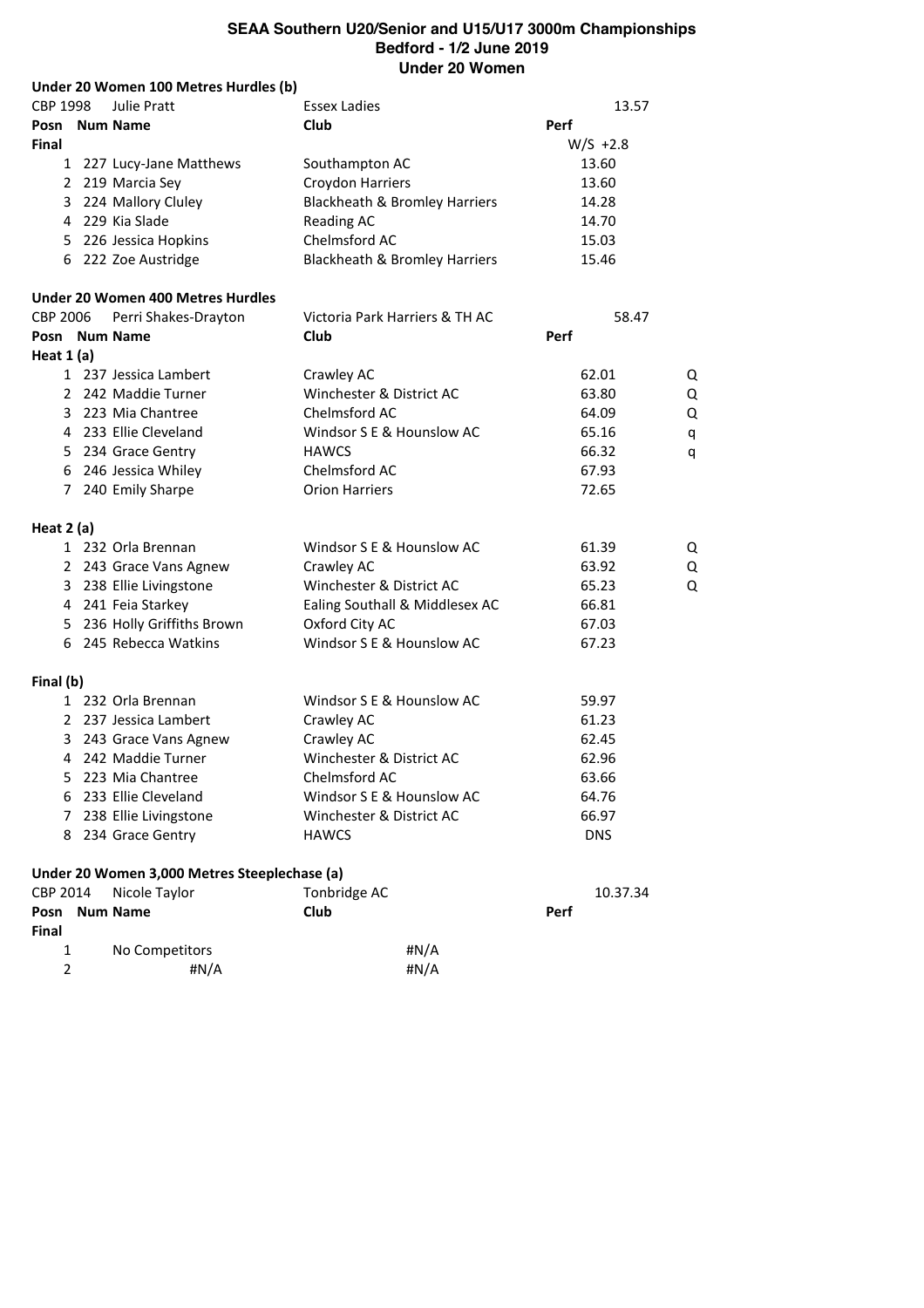# SEAA Southern U20/Senior and U15/U17 3000m Championships
## Bedford - 1/2 June 2019
## Under 20 Women

### Under 20 Women 100 Metres Hurdles (b)

CBP 1998 Julie Pratt Essex Ladies 13.57

| Posn | Num | Name | Club | Perf |
|---|---|---|---|---|
| **Final** | | | | W/S +2.8 |
| 1 | 227 | Lucy-Jane Matthews | Southampton AC | 13.60 |
| 2 | 219 | Marcia Sey | Croydon Harriers | 13.60 |
| 3 | 224 | Mallory Cluley | Blackheath & Bromley Harriers | 14.28 |
| 4 | 229 | Kia Slade | Reading AC | 14.70 |
| 5 | 226 | Jessica Hopkins | Chelmsford AC | 15.03 |
| 6 | 222 | Zoe Austridge | Blackheath & Bromley Harriers | 15.46 |

### Under 20 Women 400 Metres Hurdles

CBP 2006 Perri Shakes-Drayton Victoria Park Harriers & TH AC 58.47

| Posn | Num | Name | Club | Perf | |
|---|---|---|---|---|---|
| **Heat 1 (a)** | | | | | |
| 1 | 237 | Jessica Lambert | Crawley AC | 62.01 | Q |
| 2 | 242 | Maddie Turner | Winchester & District AC | 63.80 | Q |
| 3 | 223 | Mia Chantree | Chelmsford AC | 64.09 | Q |
| 4 | 233 | Ellie Cleveland | Windsor S E & Hounslow AC | 65.16 | q |
| 5 | 234 | Grace Gentry | HAWCS | 66.32 | q |
| 6 | 246 | Jessica Whiley | Chelmsford AC | 67.93 | |
| 7 | 240 | Emily Sharpe | Orion Harriers | 72.65 | |
| **Heat 2 (a)** | | | | | |
| 1 | 232 | Orla Brennan | Windsor S E & Hounslow AC | 61.39 | Q |
| 2 | 243 | Grace Vans Agnew | Crawley AC | 63.92 | Q |
| 3 | 238 | Ellie Livingstone | Winchester & District AC | 65.23 | Q |
| 4 | 241 | Feia Starkey | Ealing Southall & Middlesex AC | 66.81 | |
| 5 | 236 | Holly Griffiths Brown | Oxford City AC | 67.03 | |
| 6 | 245 | Rebecca Watkins | Windsor S E & Hounslow AC | 67.23 | |
| **Final (b)** | | | | | |
| 1 | 232 | Orla Brennan | Windsor S E & Hounslow AC | 59.97 | |
| 2 | 237 | Jessica Lambert | Crawley AC | 61.23 | |
| 3 | 243 | Grace Vans Agnew | Crawley AC | 62.45 | |
| 4 | 242 | Maddie Turner | Winchester & District AC | 62.96 | |
| 5 | 223 | Mia Chantree | Chelmsford AC | 63.66 | |
| 6 | 233 | Ellie Cleveland | Windsor S E & Hounslow AC | 64.76 | |
| 7 | 238 | Ellie Livingstone | Winchester & District AC | 66.97 | |
| 8 | 234 | Grace Gentry | HAWCS | DNS | |

### Under 20 Women 3,000 Metres Steeplechase (a)

CBP 2014 Nicole Taylor Tonbridge AC 10.37.34

| Posn | Num | Name | Club | Perf |
|---|---|---|---|---|
| **Final** | | | | |
| 1 | | No Competitors | #N/A | |
| 2 | | #N/A | #N/A | |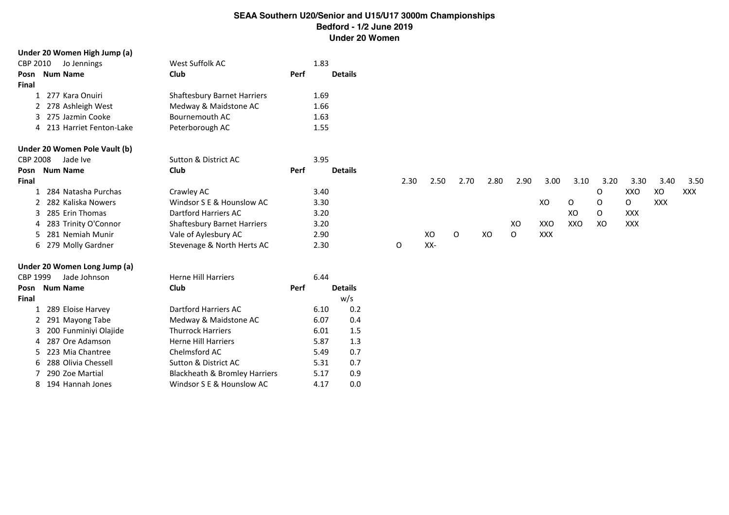# SEAA Southern U20/Senior and U15/U17 3000m Championships
## Bedford - 1/2 June 2019
## Under 20 Women

### Under 20 Women High Jump (a)

CBP 2010 Jo Jennings West Suffolk AC 1.83

| Posn | Num | Name | Club | Perf | Details |
|---|---|---|---|---|---|
| **Final** | | | | | |
| 1 | 277 | Kara Onuiri | Shaftesbury Barnet Harriers | 1.69 | |
| 2 | 278 | Ashleigh West | Medway & Maidstone AC | 1.66 | |
| 3 | 275 | Jazmin Cooke | Bournemouth AC | 1.63 | |
| 4 | 213 | Harriet Fenton-Lake | Peterborough AC | 1.55 | |

### Under 20 Women Pole Vault (b)

CBP 2008 Jade Ive Sutton & District AC 3.95

| Posn | Num | Name | Club | Perf | Details | 2.30 | 2.50 | 2.70 | 2.80 | 2.90 | 3.00 | 3.10 | 3.20 | 3.30 | 3.40 | 3.50 |
|---|---|---|---|---|---|---|---|---|---|---|---|---|---|---|---|---|
| **Final** | | | | | | | | | | | | | | | | |
| 1 | 284 | Natasha Purchas | Crawley AC | 3.40 | | | | | | | | | O | XXO | XO | XXX |
| 2 | 282 | Kaliska Nowers | Windsor S E & Hounslow AC | 3.30 | | | | | | | XO | O | O | O | XXX | |
| 3 | 285 | Erin Thomas | Dartford Harriers AC | 3.20 | | | | | | | | XO | O | XXX | | |
| 4 | 283 | Trinity O'Connor | Shaftesbury Barnet Harriers | 3.20 | | | | | | XO | XXO | XXO | XO | XXX | | |
| 5 | 281 | Nemiah Munir | Vale of Aylesbury AC | 2.90 | | | XO | O | XO | O | XXX | | | | | |
| 6 | 279 | Molly Gardner | Stevenage & North Herts AC | 2.30 | | O | XX- | | | | | | | | | |

### Under 20 Women Long Jump (a)

CBP 1999 Jade Johnson Herne Hill Harriers 6.44

| Posn | Num | Name | Club | Perf | Details w/s |
|---|---|---|---|---|---|
| **Final** | | | | | |
| 1 | 289 | Eloise Harvey | Dartford Harriers AC | 6.10 | 0.2 |
| 2 | 291 | Mayong Tabe | Medway & Maidstone AC | 6.07 | 0.4 |
| 3 | 200 | Funminiyi Olajide | Thurrock Harriers | 6.01 | 1.5 |
| 4 | 287 | Ore Adamson | Herne Hill Harriers | 5.87 | 1.3 |
| 5 | 223 | Mia Chantree | Chelmsford AC | 5.49 | 0.7 |
| 6 | 288 | Olivia Chessell | Sutton & District AC | 5.31 | 0.7 |
| 7 | 290 | Zoe Martial | Blackheath & Bromley Harriers | 5.17 | 0.9 |
| 8 | 194 | Hannah Jones | Windsor S E & Hounslow AC | 4.17 | 0.0 |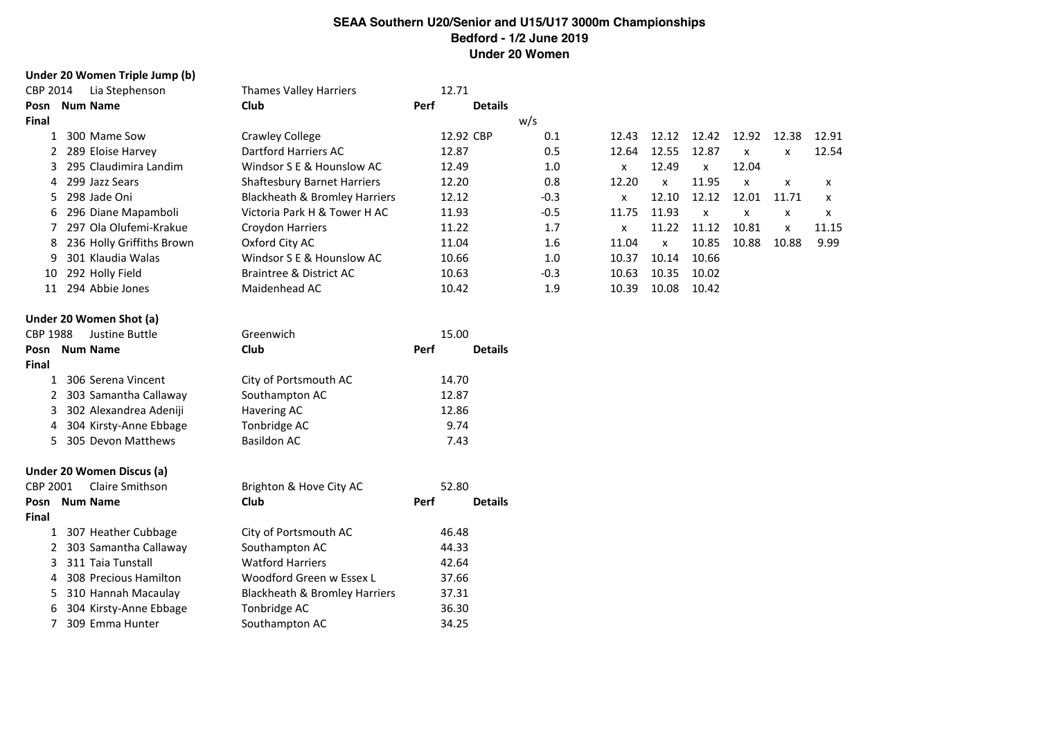# SEAA Southern U20/Senior and U15/U17 3000m Championships
## Bedford - 1/2 June 2019
## Under 20 Women

### Under 20 Women Triple Jump (b)

CBP 2014 Lia Stephenson — Thames Valley Harriers — 12.71

| Posn | Num | Name | Club | Perf | Details | w/s | | | | | | |
|---|---|---|---|---|---|---|---|---|---|---|---|---|
| **Final** | | | | | | | | | | | | |
| 1 | 300 | Mame Sow | Crawley College | 12.92 | CBP | 0.1 | 12.43 | 12.12 | 12.42 | 12.92 | 12.38 | 12.91 |
| 2 | 289 | Eloise Harvey | Dartford Harriers AC | 12.87 | | 0.5 | 12.64 | 12.55 | 12.87 | x | x | 12.54 |
| 3 | 295 | Claudimira Landim | Windsor S E & Hounslow AC | 12.49 | | 1.0 | x | 12.49 | x | 12.04 | | |
| 4 | 299 | Jazz Sears | Shaftesbury Barnet Harriers | 12.20 | | 0.8 | 12.20 | x | 11.95 | x | x | x |
| 5 | 298 | Jade Oni | Blackheath & Bromley Harriers | 12.12 | | -0.3 | x | 12.10 | 12.12 | 12.01 | 11.71 | x |
| 6 | 296 | Diane Mapamboli | Victoria Park H & Tower H AC | 11.93 | | -0.5 | 11.75 | 11.93 | x | x | x | x |
| 7 | 297 | Ola Olufemi-Krakue | Croydon Harriers | 11.22 | | 1.7 | x | 11.22 | 11.12 | 10.81 | x | 11.15 |
| 8 | 236 | Holly Griffiths Brown | Oxford City AC | 11.04 | | 1.6 | 11.04 | x | 10.85 | 10.88 | 10.88 | 9.99 |
| 9 | 301 | Klaudia Walas | Windsor S E & Hounslow AC | 10.66 | | 1.0 | 10.37 | 10.14 | 10.66 | | | |
| 10 | 292 | Holly Field | Braintree & District AC | 10.63 | | -0.3 | 10.63 | 10.35 | 10.02 | | | |
| 11 | 294 | Abbie Jones | Maidenhead AC | 10.42 | | 1.9 | 10.39 | 10.08 | 10.42 | | | |

### Under 20 Women Shot (a)

CBP 1988 Justine Buttle — Greenwich — 15.00

| Posn | Num | Name | Club | Perf | Details |
|---|---|---|---|---|---|
| **Final** | | | | | |
| 1 | 306 | Serena Vincent | City of Portsmouth AC | 14.70 | |
| 2 | 303 | Samantha Callaway | Southampton AC | 12.87 | |
| 3 | 302 | Alexandrea Adeniji | Havering AC | 12.86 | |
| 4 | 304 | Kirsty-Anne Ebbage | Tonbridge AC | 9.74 | |
| 5 | 305 | Devon Matthews | Basildon AC | 7.43 | |

### Under 20 Women Discus (a)

CBP 2001 Claire Smithson — Brighton & Hove City AC — 52.80

| Posn | Num | Name | Club | Perf | Details |
|---|---|---|---|---|---|
| **Final** | | | | | |
| 1 | 307 | Heather Cubbage | City of Portsmouth AC | 46.48 | |
| 2 | 303 | Samantha Callaway | Southampton AC | 44.33 | |
| 3 | 311 | Taia Tunstall | Watford Harriers | 42.64 | |
| 4 | 308 | Precious Hamilton | Woodford Green w Essex L | 37.66 | |
| 5 | 310 | Hannah Macaulay | Blackheath & Bromley Harriers | 37.31 | |
| 6 | 304 | Kirsty-Anne Ebbage | Tonbridge AC | 36.30 | |
| 7 | 309 | Emma Hunter | Southampton AC | 34.25 | |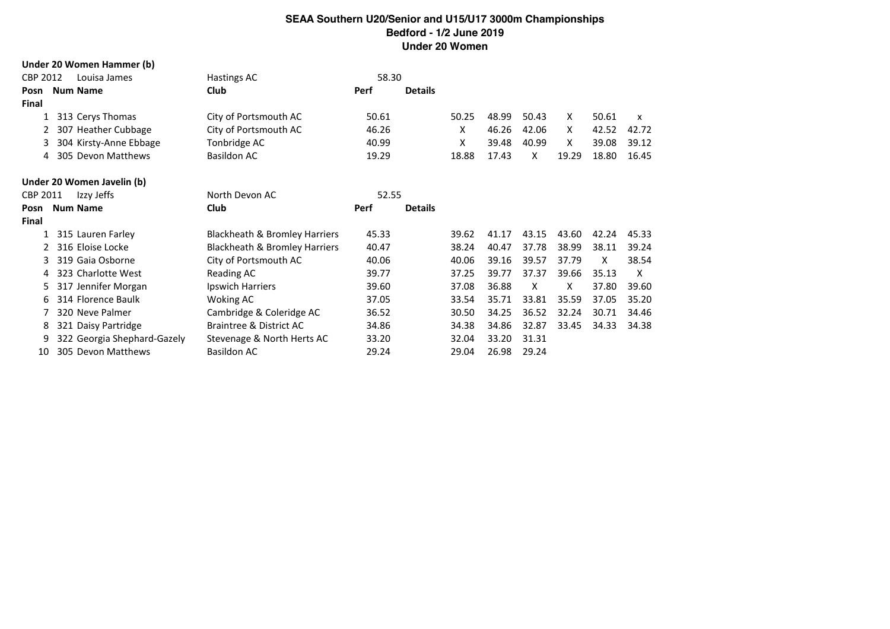# SEAA Southern U20/Senior and U15/U17 3000m Championships
## Bedford - 1/2 June 2019
## Under 20 Women

### Under 20 Women Hammer (b)

CBP 2012 Louisa James Hastings AC 58.30

| Posn | Num | Name | Club | Perf | Details | | | | | |
|---|---|---|---|---|---|---|---|---|---|---|
| **Final** | | | | | | | | | | |
| 1 | 313 | Cerys Thomas | City of Portsmouth AC | 50.61 | 50.25 | 48.99 | 50.43 | X | 50.61 | x |
| 2 | 307 | Heather Cubbage | City of Portsmouth AC | 46.26 | X | 46.26 | 42.06 | X | 42.52 | 42.72 |
| 3 | 304 | Kirsty-Anne Ebbage | Tonbridge AC | 40.99 | X | 39.48 | 40.99 | X | 39.08 | 39.12 |
| 4 | 305 | Devon Matthews | Basildon AC | 19.29 | 18.88 | 17.43 | X | 19.29 | 18.80 | 16.45 |

### Under 20 Women Javelin (b)

CBP 2011 Izzy Jeffs North Devon AC 52.55

| Posn | Num | Name | Club | Perf | Details | | | | | |
|---|---|---|---|---|---|---|---|---|---|---|
| **Final** | | | | | | | | | | |
| 1 | 315 | Lauren Farley | Blackheath & Bromley Harriers | 45.33 | 39.62 | 41.17 | 43.15 | 43.60 | 42.24 | 45.33 |
| 2 | 316 | Eloise Locke | Blackheath & Bromley Harriers | 40.47 | 38.24 | 40.47 | 37.78 | 38.99 | 38.11 | 39.24 |
| 3 | 319 | Gaia Osborne | City of Portsmouth AC | 40.06 | 40.06 | 39.16 | 39.57 | 37.79 | X | 38.54 |
| 4 | 323 | Charlotte West | Reading AC | 39.77 | 37.25 | 39.77 | 37.37 | 39.66 | 35.13 | X |
| 5 | 317 | Jennifer Morgan | Ipswich Harriers | 39.60 | 37.08 | 36.88 | X | X | 37.80 | 39.60 |
| 6 | 314 | Florence Baulk | Woking AC | 37.05 | 33.54 | 35.71 | 33.81 | 35.59 | 37.05 | 35.20 |
| 7 | 320 | Neve Palmer | Cambridge & Coleridge AC | 36.52 | 30.50 | 34.25 | 36.52 | 32.24 | 30.71 | 34.46 |
| 8 | 321 | Daisy Partridge | Braintree & District AC | 34.86 | 34.38 | 34.86 | 32.87 | 33.45 | 34.33 | 34.38 |
| 9 | 322 | Georgia Shephard-Gazely | Stevenage & North Herts AC | 33.20 | 32.04 | 33.20 | 31.31 | | | |
| 10 | 305 | Devon Matthews | Basildon AC | 29.24 | 29.04 | 26.98 | 29.24 | | | |